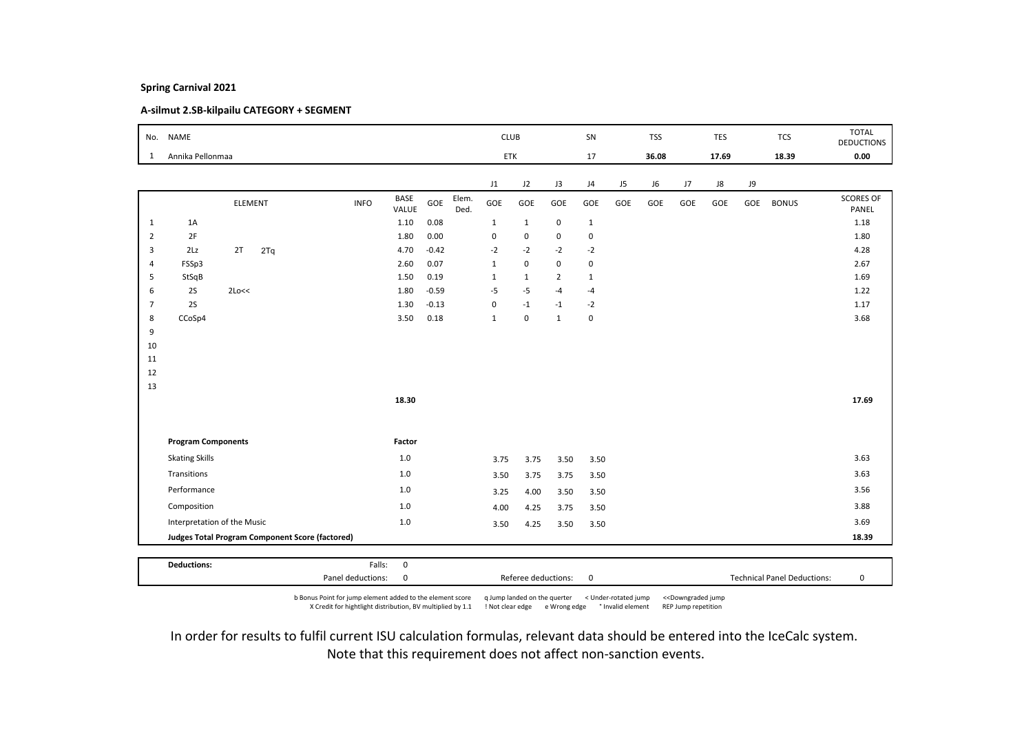**Spring Carnival 2021**

**A-silmut 2.SB-kilpailu CATEGORY + SEGMENT**

| No. | NAME | CLUB | SN | TSS | TES | TCS | TOTAL DEDUCTIONS |
|---|---|---|---|---|---|---|---|
| 1 | Annika Pellonmaa | ETK | 17 | 36.08 | 17.69 | 18.39 | 0.00 |

| | ELEMENT | INFO | BASE VALUE | GOE | Elem. Ded. | J1 GOE | J2 GOE | J3 GOE | J4 GOE | J5 GOE | J6 GOE | J7 GOE | J8 GOE | J9 GOE | BONUS | SCORES OF PANEL |
|---|---|---|---|---|---|---|---|---|---|---|---|---|---|---|---|---|
| 1 | 1A | | 1.10 | 0.08 | | 1 | 1 | 0 | 1 | | | | | | | 1.18 |
| 2 | 2F | | 1.80 | 0.00 | | 0 | 0 | 0 | 0 | | | | | | | 1.80 |
| 3 | 2Lz 2T 2Tq | | 4.70 | -0.42 | | -2 | -2 | -2 | -2 | | | | | | | 4.28 |
| 4 | FSSp3 | | 2.60 | 0.07 | | 1 | 0 | 0 | 0 | | | | | | | 2.67 |
| 5 | StSqB | | 1.50 | 0.19 | | 1 | 1 | 2 | 1 | | | | | | | 1.69 |
| 6 | 2S 2Lo<< | | 1.80 | -0.59 | | -5 | -5 | -4 | -4 | | | | | | | 1.22 |
| 7 | 2S | | 1.30 | -0.13 | | 0 | -1 | -1 | -2 | | | | | | | 1.17 |
| 8 | CCoSp4 | | 3.50 | 0.18 | | 1 | 0 | 1 | 0 | | | | | | | 3.68 |
| 9 | | | | | | | | | | | | | | | | |
| 10 | | | | | | | | | | | | | | | | |
| 11 | | | | | | | | | | | | | | | | |
| 12 | | | | | | | | | | | | | | | | |
| 13 | | | | | | | | | | | | | | | | |
| | | | 18.30 | | | | | | | | | | | | | 17.69 |

| Program Components | Factor | J1 | J2 | J3 | J4 | SCORES OF PANEL |
|---|---|---|---|---|---|---|
| Skating Skills | 1.0 | 3.75 | 3.75 | 3.50 | 3.50 | 3.63 |
| Transitions | 1.0 | 3.50 | 3.75 | 3.75 | 3.50 | 3.63 |
| Performance | 1.0 | 3.25 | 4.00 | 3.50 | 3.50 | 3.56 |
| Composition | 1.0 | 4.00 | 4.25 | 3.75 | 3.50 | 3.88 |
| Interpretation of the Music | 1.0 | 3.50 | 4.25 | 3.50 | 3.50 | 3.69 |
| **Judges Total Program Component Score (factored)** | | | | | | 18.39 |

| Deductions: | | |
|---|---|---|
| Falls: 0 | | |
| Panel deductions: 0 | Referee deductions: 0 | Technical Panel Deductions: 0 |

b Bonus Point for jump element added to the element score   q Jump landed on the quarter   < Under-rotated jump   << Downgraded jump
X Credit for hightlight distribution, BV multiplied by 1.1   ! Not clear edge   e Wrong edge   * Invalid element   REP Jump repetition

In order for results to fulfil current ISU calculation formulas, relevant data should be entered into the IceCalc system.
Note that this requirement does not affect non-sanction events.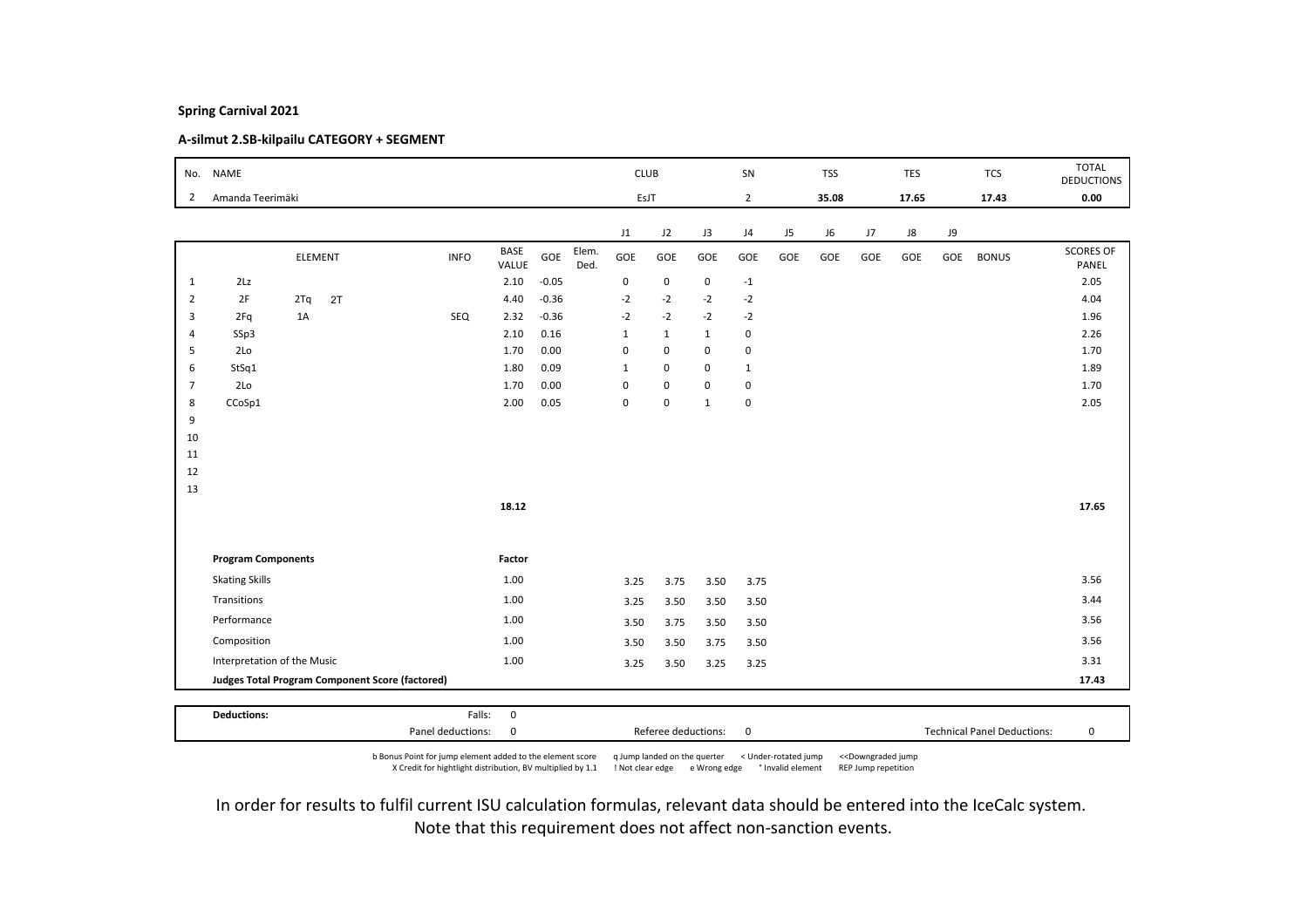**Spring Carnival 2021**

**A-silmut 2.SB-kilpailu CATEGORY + SEGMENT**

| No. | NAME | CLUB | SN | TSS | TES | TCS | TOTAL DEDUCTIONS |
|---|---|---|---|---|---|---|---|
| 2 | Amanda Teerimäki | EsJT | 2 | 35.08 | 17.65 | 17.43 | 0.00 |

| | ELEMENT | | | INFO | BASE VALUE | GOE | Elem. Ded. | J1 GOE | J2 GOE | J3 GOE | J4 GOE | J5 GOE | J6 GOE | J7 GOE | J8 GOE | J9 GOE | BONUS | SCORES OF PANEL |
|---|---|---|---|---|---|---|---|---|---|---|---|---|---|---|---|---|---|---|
| 1 | 2Lz | | | | 2.10 | -0.05 | | 0 | 0 | 0 | -1 | | | | | | | 2.05 |
| 2 | 2F | 2Tq | 2T | | 4.40 | -0.36 | | -2 | -2 | -2 | -2 | | | | | | | 4.04 |
| 3 | 2Fq | 1A | | SEQ | 2.32 | -0.36 | | -2 | -2 | -2 | -2 | | | | | | | 1.96 |
| 4 | SSp3 | | | | 2.10 | 0.16 | | 1 | 1 | 1 | 0 | | | | | | | 2.26 |
| 5 | 2Lo | | | | 1.70 | 0.00 | | 0 | 0 | 0 | 0 | | | | | | | 1.70 |
| 6 | StSq1 | | | | 1.80 | 0.09 | | 1 | 0 | 0 | 1 | | | | | | | 1.89 |
| 7 | 2Lo | | | | 1.70 | 0.00 | | 0 | 0 | 0 | 0 | | | | | | | 1.70 |
| 8 | CCoSp1 | | | | 2.00 | 0.05 | | 0 | 0 | 1 | 0 | | | | | | | 2.05 |
| 9 | | | | | | | | | | | | | | | | | | |
| 10 | | | | | | | | | | | | | | | | | | |
| 11 | | | | | | | | | | | | | | | | | | |
| 12 | | | | | | | | | | | | | | | | | | |
| 13 | | | | | | | | | | | | | | | | | | |
| | | | | | 18.12 | | | | | | | | | | | | | 17.65 |

| Program Components | Factor | J1 | J2 | J3 | J4 | J5 | J6 | J7 | J8 | J9 | SCORES OF PANEL |
|---|---|---|---|---|---|---|---|---|---|---|---|
| Skating Skills | 1.00 | 3.25 | 3.75 | 3.50 | 3.75 | | | | | | 3.56 |
| Transitions | 1.00 | 3.25 | 3.50 | 3.50 | 3.50 | | | | | | 3.44 |
| Performance | 1.00 | 3.50 | 3.75 | 3.50 | 3.50 | | | | | | 3.56 |
| Composition | 1.00 | 3.50 | 3.50 | 3.75 | 3.50 | | | | | | 3.56 |
| Interpretation of the Music | 1.00 | 3.25 | 3.50 | 3.25 | 3.25 | | | | | | 3.31 |
| **Judges Total Program Component Score (factored)** | | | | | | | | | | | **17.43** |

| **Deductions:** | Falls: | 0 | | | |
|---|---|---|---|---|---|
| | Panel deductions: | 0 | Referee deductions: 0 | Technical Panel Deductions: | 0 |

b Bonus Point for jump element added to the element score   q Jump landed on the quarter   < Under-rotated jump   <<Downgraded jump
X Credit for hightlight distribution, BV multiplied by 1.1   ! Not clear edge   e Wrong edge   * Invalid element   REP Jump repetition

In order for results to fulfil current ISU calculation formulas, relevant data should be entered into the IceCalc system.
Note that this requirement does not affect non-sanction events.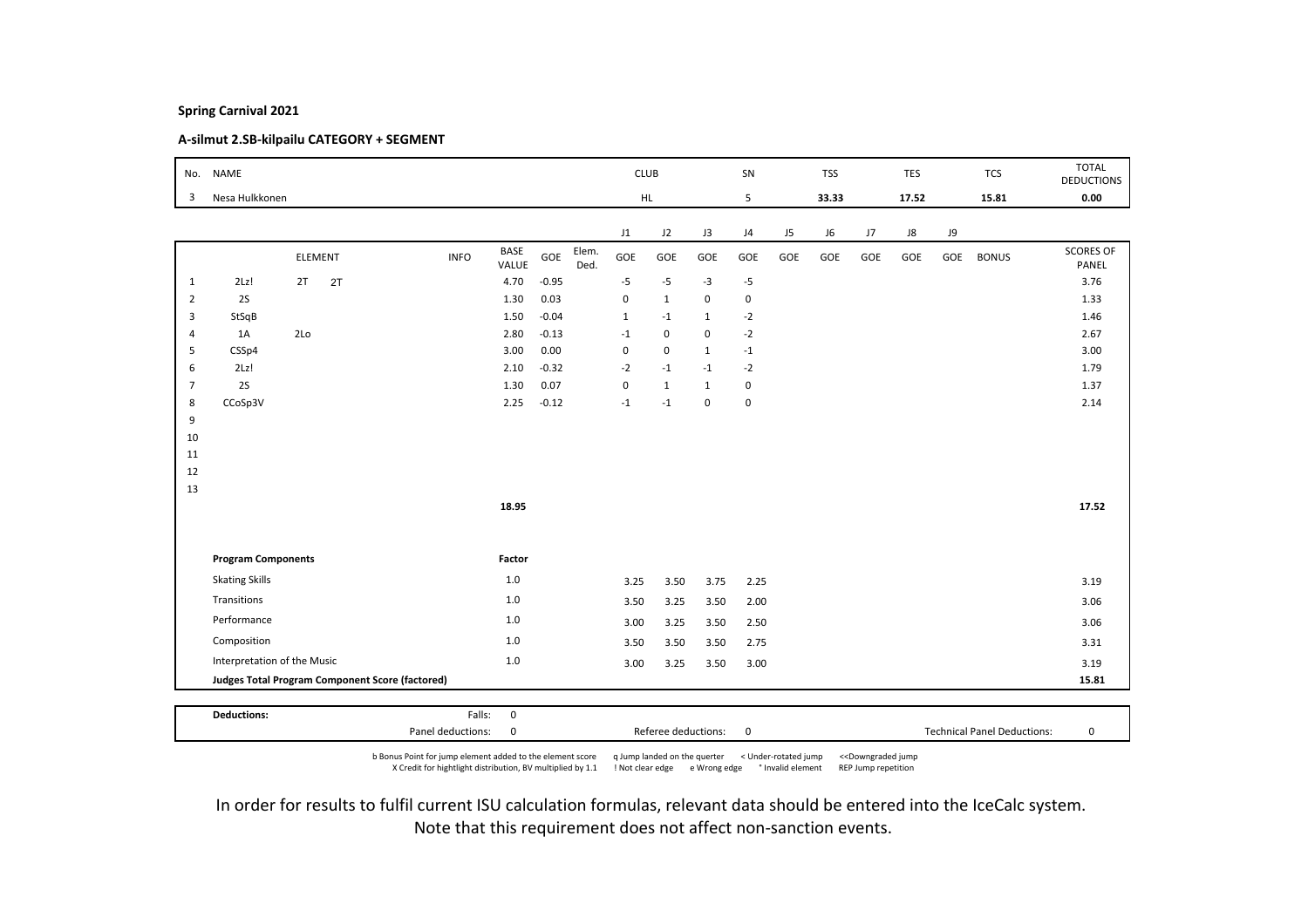**Spring Carnival 2021**

**A-silmut 2.SB-kilpailu CATEGORY + SEGMENT**

| No. | NAME | CLUB | SN | TSS | TES | TCS | TOTAL DEDUCTIONS |
|---|---|---|---|---|---|---|---|
| 3 | Nesa Hulkkonen | HL | 5 | 33.33 | 17.52 | 15.81 | 0.00 |

| | ELEMENT | | | INFO | BASE VALUE | GOE | Elem. Ded. | J1 GOE | J2 GOE | J3 GOE | J4 GOE | J5 GOE | J6 GOE | J7 GOE | J8 GOE | J9 GOE | BONUS | SCORES OF PANEL |
|---|---|---|---|---|---|---|---|---|---|---|---|---|---|---|---|---|---|---|
| 1 | 2Lz! | 2T | 2T | | 4.70 | -0.95 | | -5 | -5 | -3 | -5 | | | | | | | 3.76 |
| 2 | 2S | | | | 1.30 | 0.03 | | 0 | 1 | 0 | 0 | | | | | | | 1.33 |
| 3 | StSqB | | | | 1.50 | -0.04 | | 1 | -1 | 1 | -2 | | | | | | | 1.46 |
| 4 | 1A | 2Lo | | | 2.80 | -0.13 | | -1 | 0 | 0 | -2 | | | | | | | 2.67 |
| 5 | CSSp4 | | | | 3.00 | 0.00 | | 0 | 0 | 1 | -1 | | | | | | | 3.00 |
| 6 | 2Lz! | | | | 2.10 | -0.32 | | -2 | -1 | -1 | -2 | | | | | | | 1.79 |
| 7 | 2S | | | | 1.30 | 0.07 | | 0 | 1 | 1 | 0 | | | | | | | 1.37 |
| 8 | CCoSp3V | | | | 2.25 | -0.12 | | -1 | -1 | 0 | 0 | | | | | | | 2.14 |
| 9 | | | | | | | | | | | | | | | | | | |
| 10 | | | | | | | | | | | | | | | | | | |
| 11 | | | | | | | | | | | | | | | | | | |
| 12 | | | | | | | | | | | | | | | | | | |
| 13 | | | | | | | | | | | | | | | | | | |
| | | | | | 18.95 | | | | | | | | | | | | | 17.52 |

| Program Components | Factor | J1 | J2 | J3 | J4 | J5 | J6 | J7 | J8 | J9 | SCORES OF PANEL |
|---|---|---|---|---|---|---|---|---|---|---|---|
| Skating Skills | 1.0 | 3.25 | 3.50 | 3.75 | 2.25 | | | | | | 3.19 |
| Transitions | 1.0 | 3.50 | 3.25 | 3.50 | 2.00 | | | | | | 3.06 |
| Performance | 1.0 | 3.00 | 3.25 | 3.50 | 2.50 | | | | | | 3.06 |
| Composition | 1.0 | 3.50 | 3.50 | 3.50 | 2.75 | | | | | | 3.31 |
| Interpretation of the Music | 1.0 | 3.00 | 3.25 | 3.50 | 3.00 | | | | | | 3.19 |
| **Judges Total Program Component Score (factored)** | | | | | | | | | | | 15.81 |

| **Deductions:** | Falls: | 0 | | | | |
|---|---|---|---|---|---|---|
| | Panel deductions: | 0 | Referee deductions: | 0 | Technical Panel Deductions: | 0 |

b Bonus Point for jump element added to the element score X Credit for hightlight distribution, BV multiplied by 1.1 q Jump landed on the quarter ! Not clear edge e Wrong edge < Under-rotated jump * Invalid element <<Downgraded jump REP Jump repetition

In order for results to fulfil current ISU calculation formulas, relevant data should be entered into the IceCalc system. Note that this requirement does not affect non-sanction events.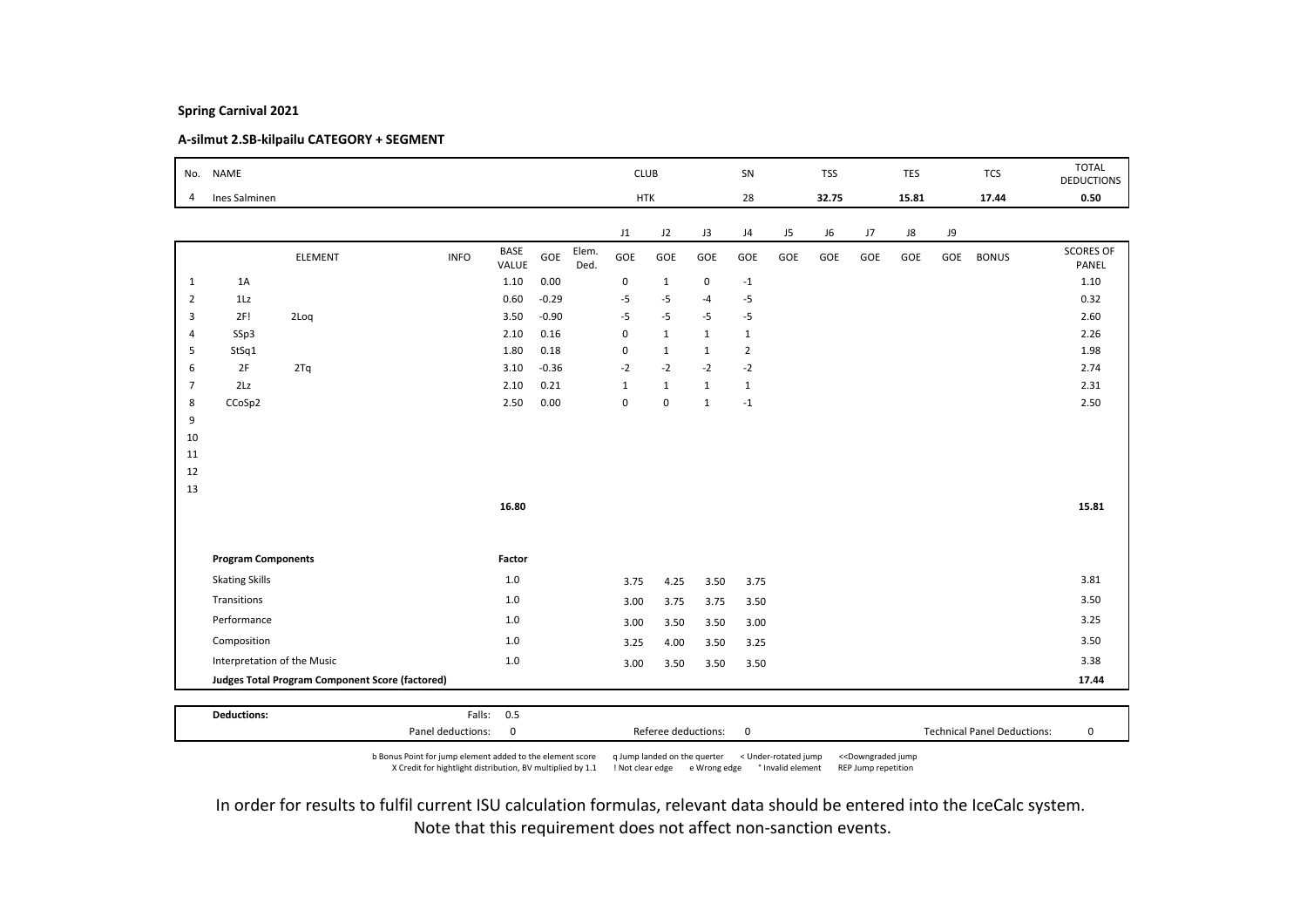**Spring Carnival 2021**

**A-silmut 2.SB-kilpailu CATEGORY + SEGMENT**

| No. | NAME | CLUB | SN | TSS | TES | TCS | TOTAL DEDUCTIONS |
|---|---|---|---|---|---|---|---|
| 4 | Ines Salminen | HTK | 28 | 32.75 | 15.81 | 17.44 | 0.50 |

| | ELEMENT | | INFO | BASE VALUE | GOE | Elem. Ded. | J1 GOE | J2 GOE | J3 GOE | J4 GOE | J5 GOE | J6 GOE | J7 GOE | J8 GOE | J9 GOE | BONUS | SCORES OF PANEL |
|---|---|---|---|---|---|---|---|---|---|---|---|---|---|---|---|---|---|
| 1 | 1A | | | 1.10 | 0.00 | | 0 | 1 | 0 | -1 | | | | | | | 1.10 |
| 2 | 1Lz | | | 0.60 | -0.29 | | -5 | -5 | -4 | -5 | | | | | | | 0.32 |
| 3 | 2F! | 2Loq | | 3.50 | -0.90 | | -5 | -5 | -5 | -5 | | | | | | | 2.60 |
| 4 | SSp3 | | | 2.10 | 0.16 | | 0 | 1 | 1 | 1 | | | | | | | 2.26 |
| 5 | StSq1 | | | 1.80 | 0.18 | | 0 | 1 | 1 | 2 | | | | | | | 1.98 |
| 6 | 2F | 2Tq | | 3.10 | -0.36 | | -2 | -2 | -2 | -2 | | | | | | | 2.74 |
| 7 | 2Lz | | | 2.10 | 0.21 | | 1 | 1 | 1 | 1 | | | | | | | 2.31 |
| 8 | CCoSp2 | | | 2.50 | 0.00 | | 0 | 0 | 1 | -1 | | | | | | | 2.50 |
| 9 | | | | | | | | | | | | | | | | | |
| 10 | | | | | | | | | | | | | | | | | |
| 11 | | | | | | | | | | | | | | | | | |
| 12 | | | | | | | | | | | | | | | | | |
| 13 | | | | | | | | | | | | | | | | | |
| | | | | 16.80 | | | | | | | | | | | | | 15.81 |

| Program Components | Factor | J1 | J2 | J3 | J4 | | |
|---|---|---|---|---|---|---|---|
| Skating Skills | 1.0 | 3.75 | 4.25 | 3.50 | 3.75 | | 3.81 |
| Transitions | 1.0 | 3.00 | 3.75 | 3.75 | 3.50 | | 3.50 |
| Performance | 1.0 | 3.00 | 3.50 | 3.50 | 3.00 | | 3.25 |
| Composition | 1.0 | 3.25 | 4.00 | 3.50 | 3.25 | | 3.50 |
| Interpretation of the Music | 1.0 | 3.00 | 3.50 | 3.50 | 3.50 | | 3.38 |
| **Judges Total Program Component Score (factored)** | | | | | | | **17.44** |

| **Deductions:** | Falls: | 0.5 | | | |
|---|---|---|---|---|---|
| | Panel deductions: | 0 | Referee deductions: 0 | Technical Panel Deductions: | 0 |

b Bonus Point for jump element added to the element score   q Jump landed on the quarter   < Under-rotated jump   <<Downgraded jump
X Credit for hightlight distribution, BV multiplied by 1.1   ! Not clear edge   e Wrong edge   * Invalid element   REP Jump repetition

In order for results to fulfil current ISU calculation formulas, relevant data should be entered into the IceCalc system.
Note that this requirement does not affect non-sanction events.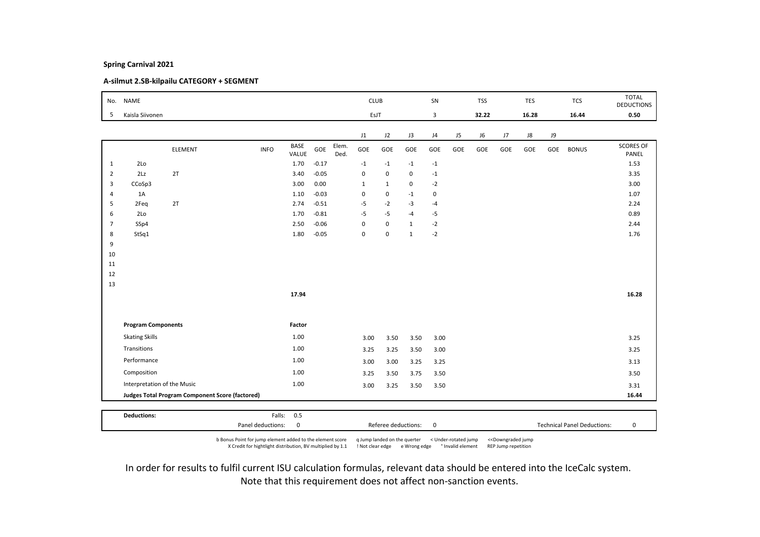**Spring Carnival 2021**

**A-silmut 2.SB-kilpailu CATEGORY + SEGMENT**

| No. | NAME | CLUB | SN | TSS | TES | TCS | TOTAL DEDUCTIONS |
|---|---|---|---|---|---|---|---|
| 5 | Kaisla Siivonen | EsJT | 3 | 32.22 | 16.28 | 16.44 | 0.50 |

| | ELEMENT | | INFO | BASE VALUE | GOE | Elem. Ded. | J1 | J2 | J3 | J4 | J5 | J6 | J7 | J8 | J9 | BONUS | SCORES OF PANEL |
|---|---|---|---|---|---|---|---|---|---|---|---|---|---|---|---|---|---|
| 1 | 2Lo | | | 1.70 | -0.17 | | -1 | -1 | -1 | -1 | | | | | | | 1.53 |
| 2 | 2Lz | 2T | | 3.40 | -0.05 | | 0 | 0 | 0 | -1 | | | | | | | 3.35 |
| 3 | CCoSp3 | | | 3.00 | 0.00 | | 1 | 1 | 0 | -2 | | | | | | | 3.00 |
| 4 | 1A | | | 1.10 | -0.03 | | 0 | 0 | -1 | 0 | | | | | | | 1.07 |
| 5 | 2Feq | 2T | | 2.74 | -0.51 | | -5 | -2 | -3 | -4 | | | | | | | 2.24 |
| 6 | 2Lo | | | 1.70 | -0.81 | | -5 | -5 | -4 | -5 | | | | | | | 0.89 |
| 7 | SSp4 | | | 2.50 | -0.06 | | 0 | 0 | 1 | -2 | | | | | | | 2.44 |
| 8 | StSq1 | | | 1.80 | -0.05 | | 0 | 0 | 1 | -2 | | | | | | | 1.76 |
| 9 | | | | | | | | | | | | | | | | | |
| 10 | | | | | | | | | | | | | | | | | |
| 11 | | | | | | | | | | | | | | | | | |
| 12 | | | | | | | | | | | | | | | | | |
| 13 | | | | | | | | | | | | | | | | | |
| | | | | 17.94 | | | | | | | | | | | | | 16.28 |

| Program Components | Factor | J1 | J2 | J3 | J4 | J5 | J6 | J7 | J8 | J9 | | SCORES OF PANEL |
|---|---|---|---|---|---|---|---|---|---|---|---|---|
| Skating Skills | 1.00 | 3.00 | 3.50 | 3.50 | 3.00 | | | | | | | 3.25 |
| Transitions | 1.00 | 3.25 | 3.25 | 3.50 | 3.00 | | | | | | | 3.25 |
| Performance | 1.00 | 3.00 | 3.00 | 3.25 | 3.25 | | | | | | | 3.13 |
| Composition | 1.00 | 3.25 | 3.50 | 3.75 | 3.50 | | | | | | | 3.50 |
| Interpretation of the Music | 1.00 | 3.00 | 3.25 | 3.50 | 3.50 | | | | | | | 3.31 |
| **Judges Total Program Component Score (factored)** | | | | | | | | | | | | **16.44** |

| **Deductions:** | Falls: | 0.5 | | | |
|---|---|---|---|---|---|
| | Panel deductions: | 0 | Referee deductions: 0 | Technical Panel Deductions: | 0 |

b Bonus Point for jump element added to the element score    q Jump landed on the querter    < Under-rotated jump    <<Downgraded jump
X Credit for hightlight distribution, BV multiplied by 1.1    ! Not clear edge    e Wrong edge    * Invalid element    REP Jump repetition

In order for results to fulfil current ISU calculation formulas, relevant data should be entered into the IceCalc system.
Note that this requirement does not affect non-sanction events.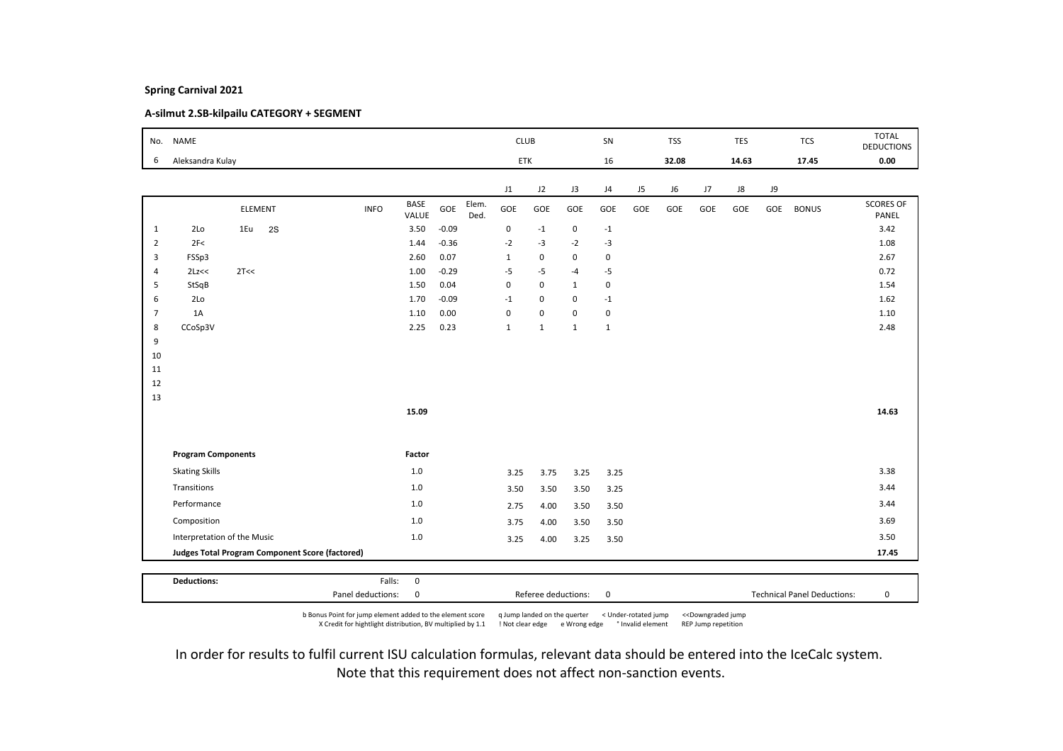**Spring Carnival 2021**

**A-silmut 2.SB-kilpailu CATEGORY + SEGMENT**

| No. | NAME | CLUB | SN | TSS | TES | TCS | TOTAL DEDUCTIONS |
|---|---|---|---|---|---|---|---|
| 6 | Aleksandra Kulay | ETK | 16 | 32.08 | 14.63 | 17.45 | 0.00 |

| | ELEMENT | | | INFO | BASE VALUE | GOE | Elem. Ded. | J1 GOE | J2 GOE | J3 GOE | J4 GOE | J5 GOE | J6 GOE | J7 GOE | J8 GOE | J9 GOE | BONUS | SCORES OF PANEL |
|---|---|---|---|---|---|---|---|---|---|---|---|---|---|---|---|---|---|---|
| 1 | 2Lo | 1Eu | 2S | | 3.50 | -0.09 | | 0 | -1 | 0 | -1 | | | | | | | 3.42 |
| 2 | 2F< | | | | 1.44 | -0.36 | | -2 | -3 | -2 | -3 | | | | | | | 1.08 |
| 3 | FSSp3 | | | | 2.60 | 0.07 | | 1 | 0 | 0 | 0 | | | | | | | 2.67 |
| 4 | 2Lz<< | 2T<< | | | 1.00 | -0.29 | | -5 | -5 | -4 | -5 | | | | | | | 0.72 |
| 5 | StSqB | | | | 1.50 | 0.04 | | 0 | 0 | 1 | 0 | | | | | | | 1.54 |
| 6 | 2Lo | | | | 1.70 | -0.09 | | -1 | 0 | 0 | -1 | | | | | | | 1.62 |
| 7 | 1A | | | | 1.10 | 0.00 | | 0 | 0 | 0 | 0 | | | | | | | 1.10 |
| 8 | CCoSp3V | | | | 2.25 | 0.23 | | 1 | 1 | 1 | 1 | | | | | | | 2.48 |
| 9 | | | | | | | | | | | | | | | | | | |
| 10 | | | | | | | | | | | | | | | | | | |
| 11 | | | | | | | | | | | | | | | | | | |
| 12 | | | | | | | | | | | | | | | | | | |
| 13 | | | | | | | | | | | | | | | | | | |
| | | | | | 15.09 | | | | | | | | | | | | | 14.63 |

| Program Components | Factor | J1 | J2 | J3 | J4 | J5 | J6 | J7 | J8 | J9 | SCORES OF PANEL |
|---|---|---|---|---|---|---|---|---|---|---|---|
| Skating Skills | 1.0 | 3.25 | 3.75 | 3.25 | 3.25 | | | | | | 3.38 |
| Transitions | 1.0 | 3.50 | 3.50 | 3.50 | 3.25 | | | | | | 3.44 |
| Performance | 1.0 | 2.75 | 4.00 | 3.50 | 3.50 | | | | | | 3.44 |
| Composition | 1.0 | 3.75 | 4.00 | 3.50 | 3.50 | | | | | | 3.69 |
| Interpretation of the Music | 1.0 | 3.25 | 4.00 | 3.25 | 3.50 | | | | | | 3.50 |
| **Judges Total Program Component Score (factored)** | | | | | | | | | | | 17.45 |

| **Deductions:** | Falls: | 0 | | | |
|---|---|---|---|---|---|
| | Panel deductions: | 0 | Referee deductions: 0 | Technical Panel Deductions: | 0 |

b Bonus Point for jump element added to the element score   q Jump landed on the querter   < Under-rotated jump   <<Downgraded jump
X Credit for hightlight distribution, BV multiplied by 1.1   ! Not clear edge   e Wrong edge   * Invalid element   REP Jump repetition

In order for results to fulfil current ISU calculation formulas, relevant data should be entered into the IceCalc system.
Note that this requirement does not affect non-sanction events.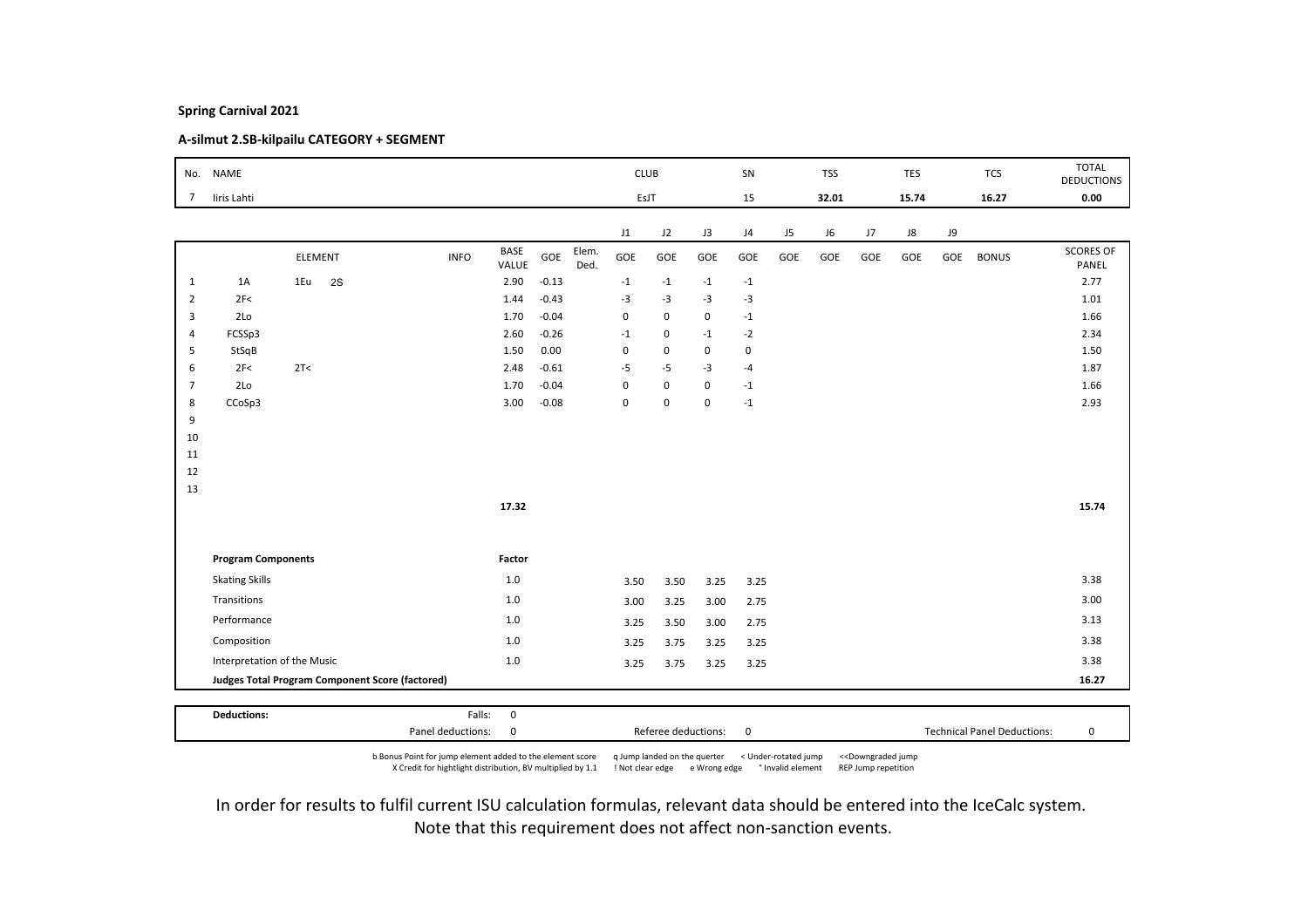**Spring Carnival 2021**

**A-silmut 2.SB-kilpailu CATEGORY + SEGMENT**

| No. | NAME | CLUB | SN | TSS | TES | TCS | TOTAL DEDUCTIONS |
|---|---|---|---|---|---|---|---|
| 7 | Iiris Lahti | EsJT | 15 | 32.01 | 15.74 | 16.27 | 0.00 |

| | ELEMENT | | | INFO | BASE VALUE | GOE | Elem. Ded. | J1 GOE | J2 GOE | J3 GOE | J4 GOE | J5 GOE | J6 GOE | J7 GOE | J8 GOE | J9 GOE | BONUS | SCORES OF PANEL |
|---|---|---|---|---|---|---|---|---|---|---|---|---|---|---|---|---|---|---|
| 1 | 1A | 1Eu | 2S | | 2.90 | -0.13 | | -1 | -1 | -1 | -1 | | | | | | | 2.77 |
| 2 | 2F< | | | | 1.44 | -0.43 | | -3 | -3 | -3 | -3 | | | | | | | 1.01 |
| 3 | 2Lo | | | | 1.70 | -0.04 | | 0 | 0 | 0 | -1 | | | | | | | 1.66 |
| 4 | FCSSp3 | | | | 2.60 | -0.26 | | -1 | 0 | -1 | -2 | | | | | | | 2.34 |
| 5 | StSqB | | | | 1.50 | 0.00 | | 0 | 0 | 0 | 0 | | | | | | | 1.50 |
| 6 | 2F< | 2T< | | | 2.48 | -0.61 | | -5 | -5 | -3 | -4 | | | | | | | 1.87 |
| 7 | 2Lo | | | | 1.70 | -0.04 | | 0 | 0 | 0 | -1 | | | | | | | 1.66 |
| 8 | CCoSp3 | | | | 3.00 | -0.08 | | 0 | 0 | 0 | -1 | | | | | | | 2.93 |
| 9 | | | | | | | | | | | | | | | | | | |
| 10 | | | | | | | | | | | | | | | | | | |
| 11 | | | | | | | | | | | | | | | | | | |
| 12 | | | | | | | | | | | | | | | | | | |
| 13 | | | | | | | | | | | | | | | | | | |
| | | | | | 17.32 | | | | | | | | | | | | | 15.74 |

| Program Components | Factor | J1 | J2 | J3 | J4 | J5 | J6 | J7 | J8 | J9 | SCORES OF PANEL |
|---|---|---|---|---|---|---|---|---|---|---|---|
| Skating Skills | 1.0 | 3.50 | 3.50 | 3.25 | 3.25 | | | | | | 3.38 |
| Transitions | 1.0 | 3.00 | 3.25 | 3.00 | 2.75 | | | | | | 3.00 |
| Performance | 1.0 | 3.25 | 3.50 | 3.00 | 2.75 | | | | | | 3.13 |
| Composition | 1.0 | 3.25 | 3.75 | 3.25 | 3.25 | | | | | | 3.38 |
| Interpretation of the Music | 1.0 | 3.25 | 3.75 | 3.25 | 3.25 | | | | | | 3.38 |
| **Judges Total Program Component Score (factored)** | | | | | | | | | | | 16.27 |

| **Deductions:** | Falls: | 0 | | | | |
|---|---|---|---|---|---|---|
| | Panel deductions: | 0 | Referee deductions: | 0 | Technical Panel Deductions: | 0 |

b Bonus Point for jump element added to the element score   q Jump landed on the quarter   < Under-rotated jump   << Downgraded jump
X Credit for hightlight distribution, BV multiplied by 1.1   ! Not clear edge   e Wrong edge   * Invalid element   REP Jump repetition

In order for results to fulfil current ISU calculation formulas, relevant data should be entered into the IceCalc system.
Note that this requirement does not affect non-sanction events.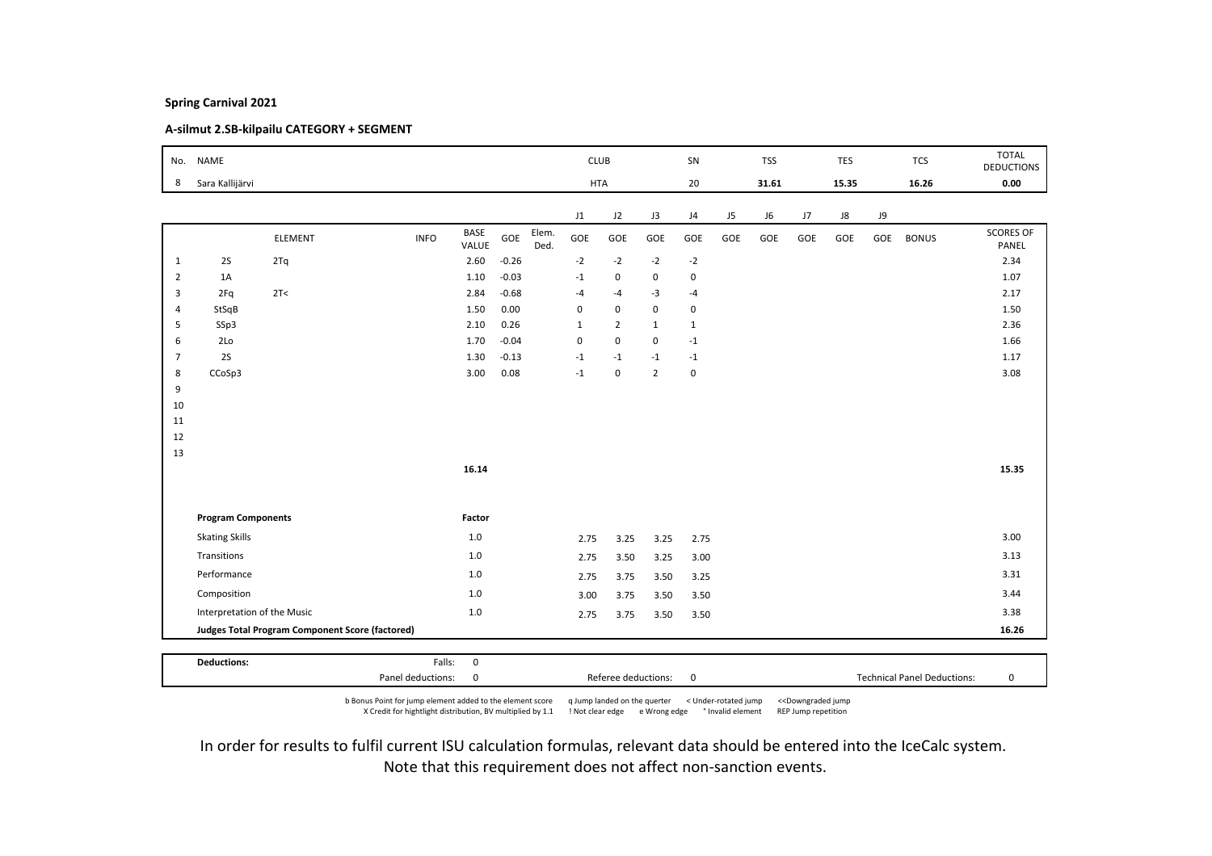**Spring Carnival 2021**

**A-silmut 2.SB-kilpailu CATEGORY + SEGMENT**

| No. | NAME | CLUB | SN | TSS | TES | TCS | TOTAL DEDUCTIONS |
|---|---|---|---|---|---|---|---|
| 8 | Sara Kallijärvi | HTA | 20 | 31.61 | 15.35 | 16.26 | 0.00 |

| | ELEMENT | | INFO | BASE VALUE | GOE | Elem. Ded. | J1 GOE | J2 GOE | J3 GOE | J4 GOE | J5 GOE | J6 GOE | J7 GOE | J8 GOE | J9 GOE | BONUS | SCORES OF PANEL |
|---|---|---|---|---|---|---|---|---|---|---|---|---|---|---|---|---|---|
| 1 | 2S | 2Tq | | 2.60 | -0.26 | | -2 | -2 | -2 | -2 | | | | | | | 2.34 |
| 2 | 1A | | | 1.10 | -0.03 | | -1 | 0 | 0 | 0 | | | | | | | 1.07 |
| 3 | 2Fq | 2T< | | 2.84 | -0.68 | | -4 | -4 | -3 | -4 | | | | | | | 2.17 |
| 4 | StSqB | | | 1.50 | 0.00 | | 0 | 0 | 0 | 0 | | | | | | | 1.50 |
| 5 | SSp3 | | | 2.10 | 0.26 | | 1 | 2 | 1 | 1 | | | | | | | 2.36 |
| 6 | 2Lo | | | 1.70 | -0.04 | | 0 | 0 | 0 | -1 | | | | | | | 1.66 |
| 7 | 2S | | | 1.30 | -0.13 | | -1 | -1 | -1 | -1 | | | | | | | 1.17 |
| 8 | CCoSp3 | | | 3.00 | 0.08 | | -1 | 0 | 2 | 0 | | | | | | | 3.08 |
| 9 | | | | | | | | | | | | | | | | | |
| 10 | | | | | | | | | | | | | | | | | |
| 11 | | | | | | | | | | | | | | | | | |
| 12 | | | | | | | | | | | | | | | | | |
| 13 | | | | | | | | | | | | | | | | | |
| | | | | 16.14 | | | | | | | | | | | | | 15.35 |

| Program Components | Factor | J1 | J2 | J3 | J4 | Score |
|---|---|---|---|---|---|---|
| Skating Skills | 1.0 | 2.75 | 3.25 | 3.25 | 2.75 | 3.00 |
| Transitions | 1.0 | 2.75 | 3.50 | 3.25 | 3.00 | 3.13 |
| Performance | 1.0 | 2.75 | 3.75 | 3.50 | 3.25 | 3.31 |
| Composition | 1.0 | 3.00 | 3.75 | 3.50 | 3.50 | 3.44 |
| Interpretation of the Music | 1.0 | 2.75 | 3.75 | 3.50 | 3.50 | 3.38 |
| **Judges Total Program Component Score (factored)** | | | | | | **16.26** |

**Deductions:** Falls: 0
Panel deductions: 0 — Referee deductions: 0 — Technical Panel Deductions: 0

b Bonus Point for jump element added to the element score — q Jump landed on the quarter — < Under-rotated jump — << Downgraded jump
X Credit for hightlight distribution, BV multiplied by 1.1 — ! Not clear edge — e Wrong edge — * Invalid element — REP Jump repetition

In order for results to fulfil current ISU calculation formulas, relevant data should be entered into the IceCalc system.
Note that this requirement does not affect non-sanction events.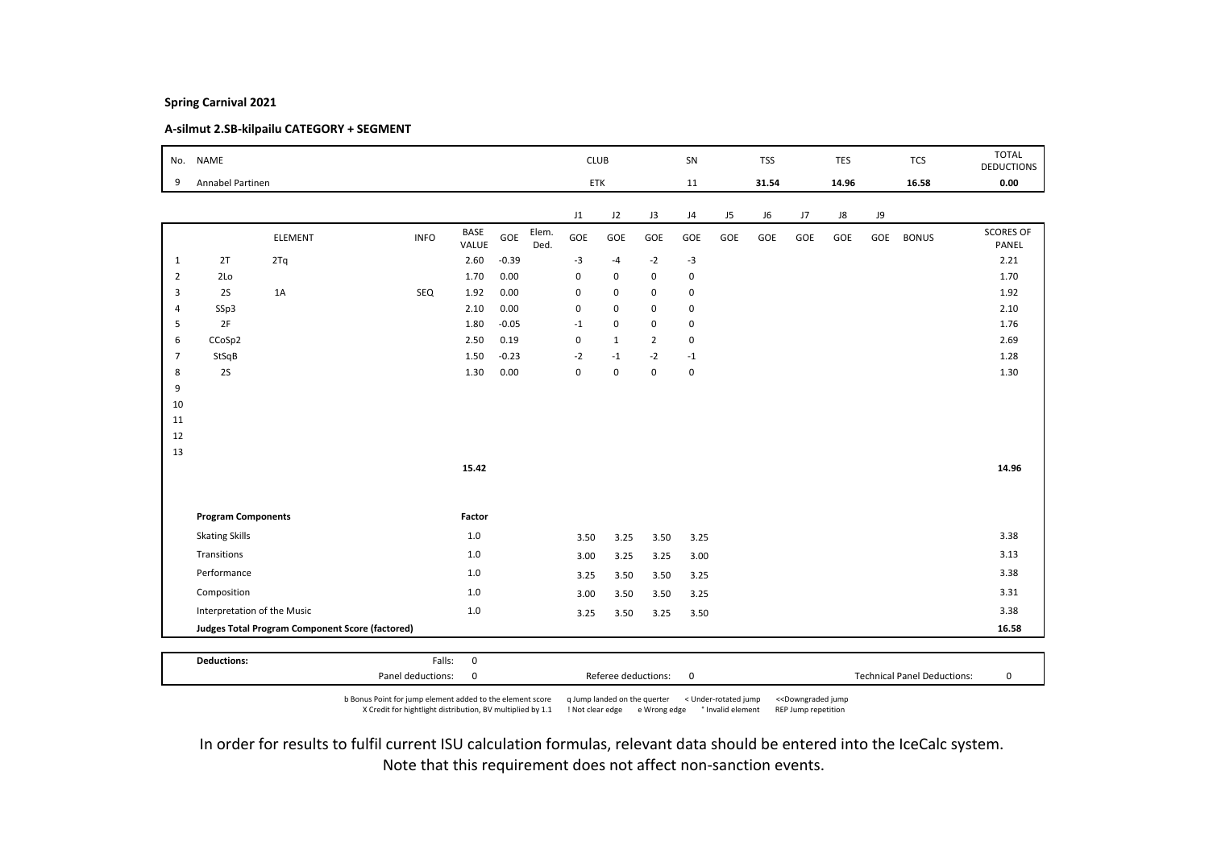**Spring Carnival 2021**

**A-silmut 2.SB-kilpailu CATEGORY + SEGMENT**

| No. | NAME | CLUB | SN | TSS | TES | TCS | TOTAL DEDUCTIONS |
|---|---|---|---|---|---|---|---|
| 9 | Annabel Partinen | ETK | 11 | 31.54 | 14.96 | 16.58 | 0.00 |

| | | ELEMENT | INFO | BASE VALUE | GOE | Elem. Ded. | J1 | J2 | J3 | J4 | J5 | J6 | J7 | J8 | J9 | BONUS | SCORES OF PANEL |
|---|---|---|---|---|---|---|---|---|---|---|---|---|---|---|---|---|---|
| 1 | 2T | 2Tq | | 2.60 | -0.39 | | -3 | -4 | -2 | -3 | | | | | | | 2.21 |
| 2 | 2Lo | | | 1.70 | 0.00 | | 0 | 0 | 0 | 0 | | | | | | | 1.70 |
| 3 | 2S | 1A | SEQ | 1.92 | 0.00 | | 0 | 0 | 0 | 0 | | | | | | | 1.92 |
| 4 | SSp3 | | | 2.10 | 0.00 | | 0 | 0 | 0 | 0 | | | | | | | 2.10 |
| 5 | 2F | | | 1.80 | -0.05 | | -1 | 0 | 0 | 0 | | | | | | | 1.76 |
| 6 | CCoSp2 | | | 2.50 | 0.19 | | 0 | 1 | 2 | 0 | | | | | | | 2.69 |
| 7 | StSqB | | | 1.50 | -0.23 | | -2 | -1 | -2 | -1 | | | | | | | 1.28 |
| 8 | 2S | | | 1.30 | 0.00 | | 0 | 0 | 0 | 0 | | | | | | | 1.30 |
| 9 | | | | | | | | | | | | | | | | | |
| 10 | | | | | | | | | | | | | | | | | |
| 11 | | | | | | | | | | | | | | | | | |
| 12 | | | | | | | | | | | | | | | | | |
| 13 | | | | | | | | | | | | | | | | | |
| | | | | 15.42 | | | | | | | | | | | | | 14.96 |

| Program Components | Factor | J1 | J2 | J3 | J4 | J5 | J6 | J7 | J8 | J9 | SCORES OF PANEL |
|---|---|---|---|---|---|---|---|---|---|---|---|
| Skating Skills | 1.0 | 3.50 | 3.25 | 3.50 | 3.25 | | | | | | 3.38 |
| Transitions | 1.0 | 3.00 | 3.25 | 3.25 | 3.00 | | | | | | 3.13 |
| Performance | 1.0 | 3.25 | 3.50 | 3.50 | 3.25 | | | | | | 3.38 |
| Composition | 1.0 | 3.00 | 3.50 | 3.50 | 3.25 | | | | | | 3.31 |
| Interpretation of the Music | 1.0 | 3.25 | 3.50 | 3.25 | 3.50 | | | | | | 3.38 |
| **Judges Total Program Component Score (factored)** | | | | | | | | | | | 16.58 |

| **Deductions:** | Falls: | 0 | | |
|---|---|---|---|---|
| | Panel deductions: | 0 | Referee deductions: 0 | Technical Panel Deductions: 0 |

b Bonus Point for jump element added to the element score    q Jump landed on the querter    < Under-rotated jump    <<Downgraded jump
X Credit for hightlight distribution, BV multiplied by 1.1    ! Not clear edge    e Wrong edge    * Invalid element    REP Jump repetition

In order for results to fulfil current ISU calculation formulas, relevant data should be entered into the IceCalc system.
Note that this requirement does not affect non-sanction events.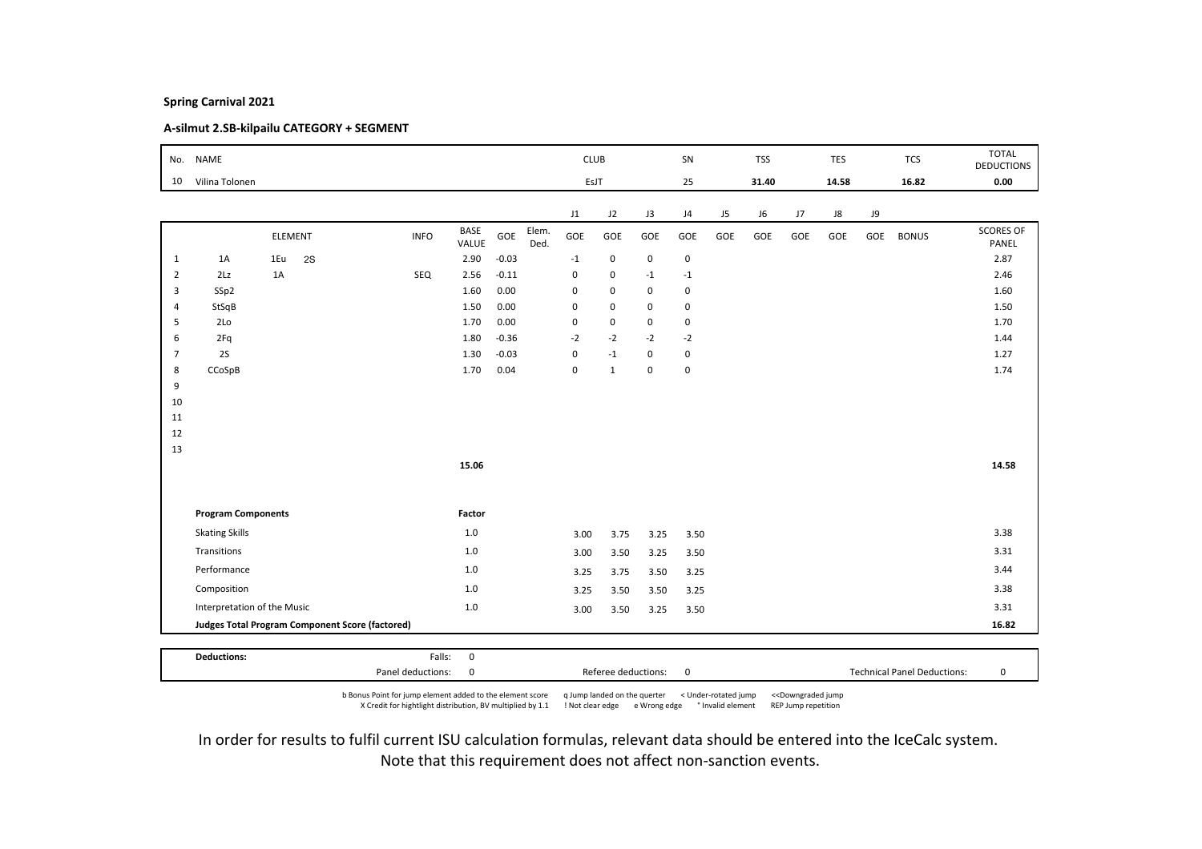**Spring Carnival 2021**

**A-silmut 2.SB-kilpailu CATEGORY + SEGMENT**

| No. | NAME | CLUB | SN | TSS | TES | TCS | TOTAL DEDUCTIONS |
|---|---|---|---|---|---|---|---|
| 10 | Vilina Tolonen | EsJT | 25 | **31.40** | **14.58** | **16.82** | **0.00** |

| | ELEMENT | | | INFO | BASE VALUE | GOE | Elem. Ded. | J1 GOE | J2 GOE | J3 GOE | J4 GOE | J5 GOE | J6 GOE | J7 GOE | J8 GOE | J9 GOE | BONUS | SCORES OF PANEL |
|---|---|---|---|---|---|---|---|---|---|---|---|---|---|---|---|---|---|---|
| 1 | 1A | 1Eu | 2S | | 2.90 | -0.03 | | -1 | 0 | 0 | 0 | | | | | | | 2.87 |
| 2 | 2Lz | 1A | | SEQ | 2.56 | -0.11 | | 0 | 0 | -1 | -1 | | | | | | | 2.46 |
| 3 | SSp2 | | | | 1.60 | 0.00 | | 0 | 0 | 0 | 0 | | | | | | | 1.60 |
| 4 | StSqB | | | | 1.50 | 0.00 | | 0 | 0 | 0 | 0 | | | | | | | 1.50 |
| 5 | 2Lo | | | | 1.70 | 0.00 | | 0 | 0 | 0 | 0 | | | | | | | 1.70 |
| 6 | 2Fq | | | | 1.80 | -0.36 | | -2 | -2 | -2 | -2 | | | | | | | 1.44 |
| 7 | 2S | | | | 1.30 | -0.03 | | 0 | -1 | 0 | 0 | | | | | | | 1.27 |
| 8 | CCoSpB | | | | 1.70 | 0.04 | | 0 | 1 | 0 | 0 | | | | | | | 1.74 |
| 9 | | | | | | | | | | | | | | | | | | |
| 10 | | | | | | | | | | | | | | | | | | |
| 11 | | | | | | | | | | | | | | | | | | |
| 12 | | | | | | | | | | | | | | | | | | |
| 13 | | | | | | | | | | | | | | | | | | |
| | | | | | **15.06** | | | | | | | | | | | | | **14.58** |

| Program Components | Factor | J1 | J2 | J3 | J4 | SCORES OF PANEL |
|---|---|---|---|---|---|---|
| Skating Skills | 1.0 | 3.00 | 3.75 | 3.25 | 3.50 | 3.38 |
| Transitions | 1.0 | 3.00 | 3.50 | 3.25 | 3.50 | 3.31 |
| Performance | 1.0 | 3.25 | 3.75 | 3.50 | 3.25 | 3.44 |
| Composition | 1.0 | 3.25 | 3.50 | 3.50 | 3.25 | 3.38 |
| Interpretation of the Music | 1.0 | 3.00 | 3.50 | 3.25 | 3.50 | 3.31 |
| **Judges Total Program Component Score (factored)** | | | | | | **16.82** |

| **Deductions:** | Falls: | 0 | | | | |
|---|---|---|---|---|---|---|
| | Panel deductions: | 0 | Referee deductions: | 0 | Technical Panel Deductions: | 0 |

b Bonus Point for jump element added to the element score   q Jump landed on the quarter   < Under-rotated jump   <<Downgraded jump
X Credit for hightlight distribution, BV multiplied by 1.1   ! Not clear edge   e Wrong edge   * Invalid element   REP Jump repetition

In order for results to fulfil current ISU calculation formulas, relevant data should be entered into the IceCalc system.
Note that this requirement does not affect non-sanction events.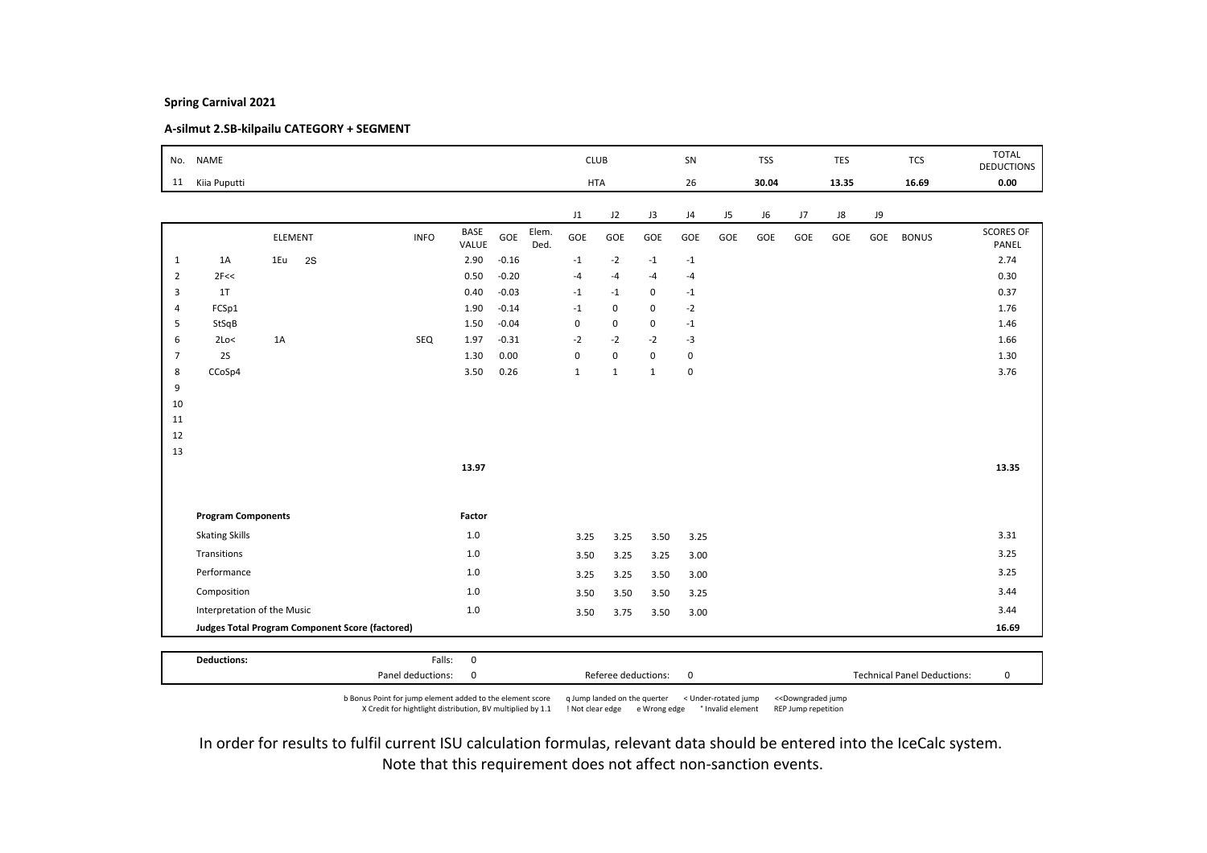**Spring Carnival 2021**

**A-silmut 2.SB-kilpailu CATEGORY + SEGMENT**

| No. | NAME | CLUB | SN | TSS | TES | TCS | TOTAL DEDUCTIONS |
|---|---|---|---|---|---|---|---|
| 11 | Kiia Puputti | HTA | 26 | 30.04 | 13.35 | 16.69 | 0.00 |

| | ELEMENT | | | INFO | BASE VALUE | GOE | Elem. Ded. | J1 | J2 | J3 | J4 | J5 | J6 | J7 | J8 | J9 | BONUS | SCORES OF PANEL |
|---|---|---|---|---|---|---|---|---|---|---|---|---|---|---|---|---|---|---|
| 1 | 1A | 1Eu | 2S | | 2.90 | -0.16 | | -1 | -2 | -1 | -1 | | | | | | | 2.74 |
| 2 | 2F<< | | | | 0.50 | -0.20 | | -4 | -4 | -4 | -4 | | | | | | | 0.30 |
| 3 | 1T | | | | 0.40 | -0.03 | | -1 | -1 | 0 | -1 | | | | | | | 0.37 |
| 4 | FCSp1 | | | | 1.90 | -0.14 | | -1 | 0 | 0 | -2 | | | | | | | 1.76 |
| 5 | StSqB | | | | 1.50 | -0.04 | | 0 | 0 | 0 | -1 | | | | | | | 1.46 |
| 6 | 2Lo< | 1A | | SEQ | 1.97 | -0.31 | | -2 | -2 | -2 | -3 | | | | | | | 1.66 |
| 7 | 2S | | | | 1.30 | 0.00 | | 0 | 0 | 0 | 0 | | | | | | | 1.30 |
| 8 | CCoSp4 | | | | 3.50 | 0.26 | | 1 | 1 | 1 | 0 | | | | | | | 3.76 |
| 9 | | | | | | | | | | | | | | | | | | |
| 10 | | | | | | | | | | | | | | | | | | |
| 11 | | | | | | | | | | | | | | | | | | |
| 12 | | | | | | | | | | | | | | | | | | |
| 13 | | | | | | | | | | | | | | | | | | |
| | | | | | 13.97 | | | | | | | | | | | | | 13.35 |

| Program Components | Factor | J1 | J2 | J3 | J4 | | Score |
|---|---|---|---|---|---|---|---|
| Skating Skills | 1.0 | 3.25 | 3.25 | 3.50 | 3.25 | | 3.31 |
| Transitions | 1.0 | 3.50 | 3.25 | 3.25 | 3.00 | | 3.25 |
| Performance | 1.0 | 3.25 | 3.25 | 3.50 | 3.00 | | 3.25 |
| Composition | 1.0 | 3.50 | 3.50 | 3.50 | 3.25 | | 3.44 |
| Interpretation of the Music | 1.0 | 3.50 | 3.75 | 3.50 | 3.00 | | 3.44 |
| **Judges Total Program Component Score (factored)** | | | | | | | **16.69** |

| **Deductions:** | Falls: | 0 | | | |
|---|---|---|---|---|---|
| | Panel deductions: | 0 | Referee deductions: | 0 | Technical Panel Deductions: 0 |

b Bonus Point for jump element added to the element score q Jump landed on the quarter < Under-rotated jump << Downgraded jump
X Credit for hightlight distribution, BV multiplied by 1.1 ! Not clear edge e Wrong edge * Invalid element REP Jump repetition

In order for results to fulfil current ISU calculation formulas, relevant data should be entered into the IceCalc system.
Note that this requirement does not affect non-sanction events.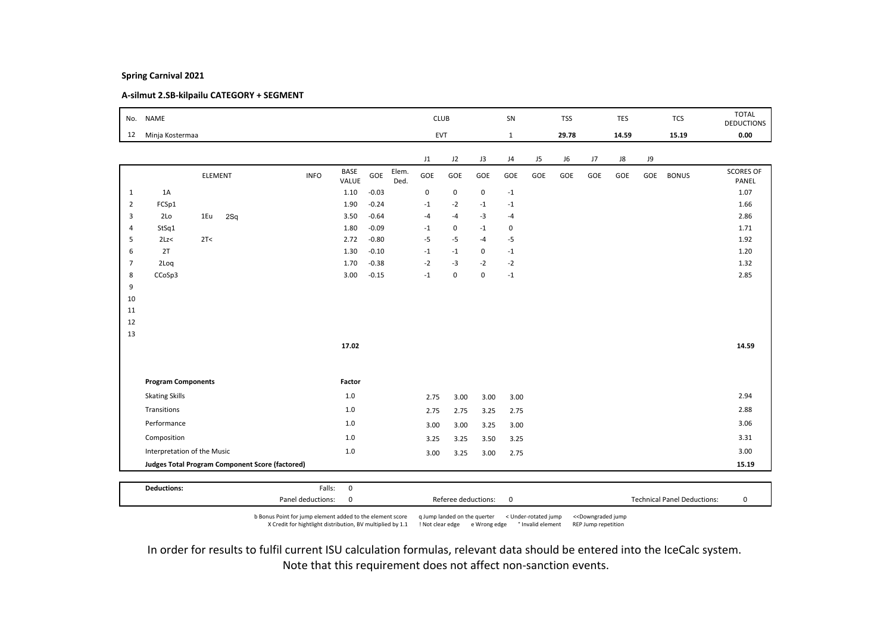**Spring Carnival 2021**

**A-silmut 2.SB-kilpailu CATEGORY + SEGMENT**

| No. | NAME | CLUB | SN | TSS | TES | TCS | TOTAL DEDUCTIONS |
|---|---|---|---|---|---|---|---|
| 12 | Minja Kostermaa | EVT | 1 | 29.78 | 14.59 | 15.19 | 0.00 |

| | ELEMENT | | | INFO | BASE VALUE | GOE | Elem. Ded. | J1 GOE | J2 GOE | J3 GOE | J4 GOE | J5 GOE | J6 GOE | J7 GOE | J8 GOE | J9 GOE | BONUS | SCORES OF PANEL |
|---|---|---|---|---|---|---|---|---|---|---|---|---|---|---|---|---|---|---|
| 1 | 1A | | | | 1.10 | -0.03 | | 0 | 0 | 0 | -1 | | | | | | | 1.07 |
| 2 | FCSp1 | | | | 1.90 | -0.24 | | -1 | -2 | -1 | -1 | | | | | | | 1.66 |
| 3 | 2Lo | 1Eu | 2Sq | | 3.50 | -0.64 | | -4 | -4 | -3 | -4 | | | | | | | 2.86 |
| 4 | StSq1 | | | | 1.80 | -0.09 | | -1 | 0 | -1 | 0 | | | | | | | 1.71 |
| 5 | 2Lz< | 2T< | | | 2.72 | -0.80 | | -5 | -5 | -4 | -5 | | | | | | | 1.92 |
| 6 | 2T | | | | 1.30 | -0.10 | | -1 | -1 | 0 | -1 | | | | | | | 1.20 |
| 7 | 2Loq | | | | 1.70 | -0.38 | | -2 | -3 | -2 | -2 | | | | | | | 1.32 |
| 8 | CCoSp3 | | | | 3.00 | -0.15 | | -1 | 0 | 0 | -1 | | | | | | | 2.85 |
| 9 | | | | | | | | | | | | | | | | | | |
| 10 | | | | | | | | | | | | | | | | | | |
| 11 | | | | | | | | | | | | | | | | | | |
| 12 | | | | | | | | | | | | | | | | | | |
| 13 | | | | | | | | | | | | | | | | | | |
| | | | | | 17.02 | | | | | | | | | | | | | 14.59 |

| Program Components | Factor | J1 | J2 | J3 | J4 | J5 | J6 | J7 | J8 | J9 | SCORES OF PANEL |
|---|---|---|---|---|---|---|---|---|---|---|---|
| Skating Skills | 1.0 | 2.75 | 3.00 | 3.00 | 3.00 | | | | | | 2.94 |
| Transitions | 1.0 | 2.75 | 2.75 | 3.25 | 2.75 | | | | | | 2.88 |
| Performance | 1.0 | 3.00 | 3.00 | 3.25 | 3.00 | | | | | | 3.06 |
| Composition | 1.0 | 3.25 | 3.25 | 3.50 | 3.25 | | | | | | 3.31 |
| Interpretation of the Music | 1.0 | 3.00 | 3.25 | 3.00 | 2.75 | | | | | | 3.00 |
| **Judges Total Program Component Score (factored)** | | | | | | | | | | | **15.19** |

| **Deductions:** | Falls: | 0 | | | | |
|---|---|---|---|---|---|---|
| | Panel deductions: | 0 | Referee deductions: | 0 | Technical Panel Deductions: | 0 |

b Bonus Point for jump element added to the element score q Jump landed on the querter < Under-rotated jump << Downgraded jump
X Credit for hightlight distribution, BV multiplied by 1.1 ! Not clear edge e Wrong edge * Invalid element REP Jump repetition

In order for results to fulfil current ISU calculation formulas, relevant data should be entered into the IceCalc system.
Note that this requirement does not affect non-sanction events.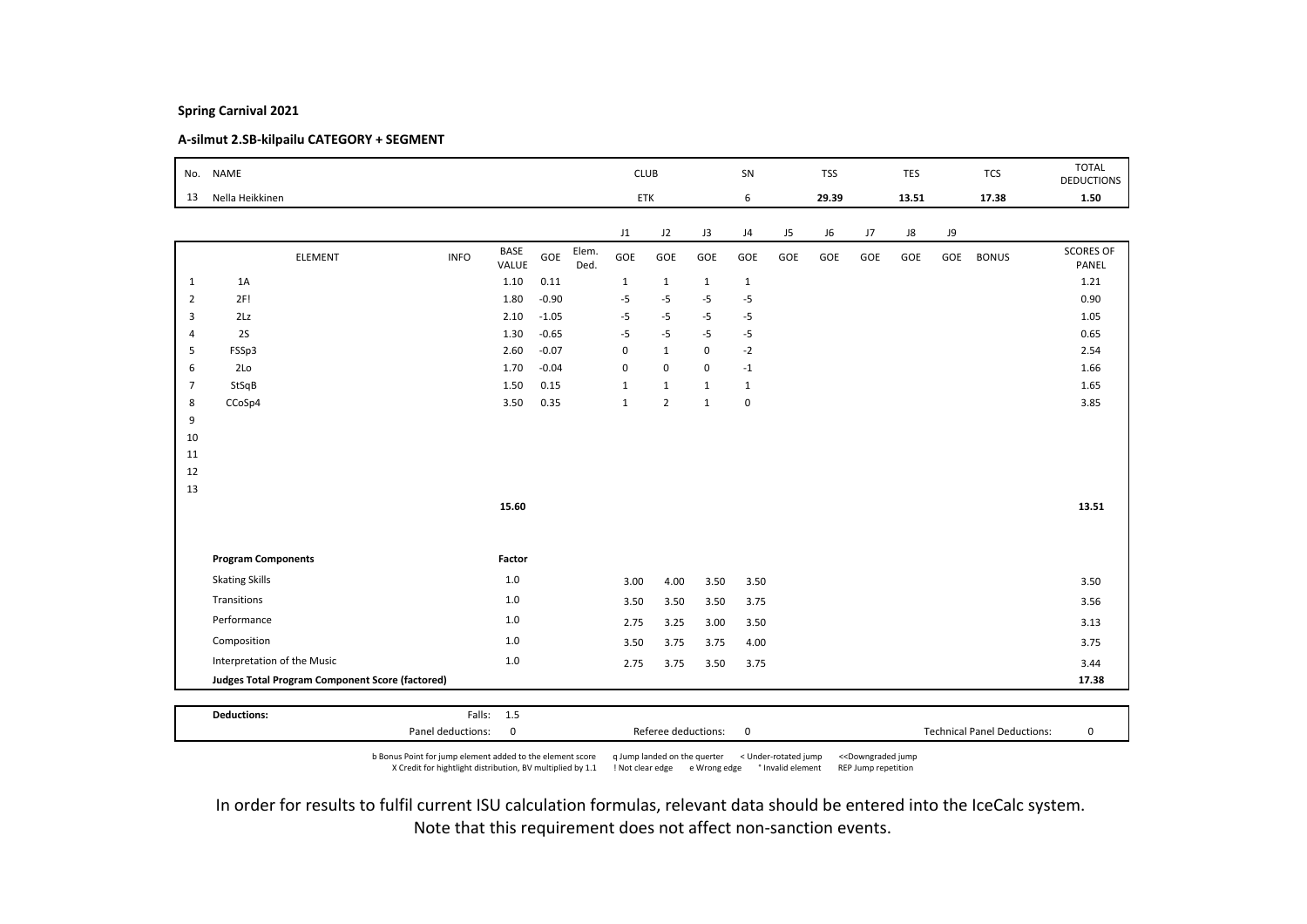**Spring Carnival 2021**

**A-silmut 2.SB-kilpailu CATEGORY + SEGMENT**

| No. | NAME | CLUB | SN | TSS | TES | TCS | TOTAL DEDUCTIONS |
|---|---|---|---|---|---|---|---|
| 13 | Nella Heikkinen | ETK | 6 | 29.39 | 13.51 | 17.38 | 1.50 |

| | ELEMENT | INFO | BASE VALUE | GOE | Elem. Ded. | J1 GOE | J2 GOE | J3 GOE | J4 GOE | J5 GOE | J6 GOE | J7 GOE | J8 GOE | J9 GOE | BONUS | SCORES OF PANEL |
|---|---|---|---|---|---|---|---|---|---|---|---|---|---|---|---|---|
| 1 | 1A | | 1.10 | 0.11 | | 1 | 1 | 1 | 1 | | | | | | | 1.21 |
| 2 | 2F! | | 1.80 | -0.90 | | -5 | -5 | -5 | -5 | | | | | | | 0.90 |
| 3 | 2Lz | | 2.10 | -1.05 | | -5 | -5 | -5 | -5 | | | | | | | 1.05 |
| 4 | 2S | | 1.30 | -0.65 | | -5 | -5 | -5 | -5 | | | | | | | 0.65 |
| 5 | FSSp3 | | 2.60 | -0.07 | | 0 | 1 | 0 | -2 | | | | | | | 2.54 |
| 6 | 2Lo | | 1.70 | -0.04 | | 0 | 0 | 0 | -1 | | | | | | | 1.66 |
| 7 | StSqB | | 1.50 | 0.15 | | 1 | 1 | 1 | 1 | | | | | | | 1.65 |
| 8 | CCoSp4 | | 3.50 | 0.35 | | 1 | 2 | 1 | 0 | | | | | | | 3.85 |
| 9 | | | | | | | | | | | | | | | | |
| 10 | | | | | | | | | | | | | | | | |
| 11 | | | | | | | | | | | | | | | | |
| 12 | | | | | | | | | | | | | | | | |
| 13 | | | | | | | | | | | | | | | | |
| | | | 15.60 | | | | | | | | | | | | | 13.51 |

| Program Components | Factor | J1 | J2 | J3 | J4 | J5 | J6 | J7 | J8 | J9 | |
|---|---|---|---|---|---|---|---|---|---|---|---|
| Skating Skills | 1.0 | 3.00 | 4.00 | 3.50 | 3.50 | | | | | | 3.50 |
| Transitions | 1.0 | 3.50 | 3.50 | 3.50 | 3.75 | | | | | | 3.56 |
| Performance | 1.0 | 2.75 | 3.25 | 3.00 | 3.50 | | | | | | 3.13 |
| Composition | 1.0 | 3.50 | 3.75 | 3.75 | 4.00 | | | | | | 3.75 |
| Interpretation of the Music | 1.0 | 2.75 | 3.75 | 3.50 | 3.75 | | | | | | 3.44 |
| **Judges Total Program Component Score (factored)** | | | | | | | | | | | **17.38** |

**Deductions:** Falls: 1.5

Panel deductions: 0 | Referee deductions: 0 | Technical Panel Deductions: 0

b Bonus Point for jump element added to the element score | q Jump landed on the quarter | < Under-rotated jump | << Downgraded jump
X Credit for hightlight distribution, BV multiplied by 1.1 | ! Not clear edge | e Wrong edge | * Invalid element | REP Jump repetition

In order for results to fulfil current ISU calculation formulas, relevant data should be entered into the IceCalc system.
Note that this requirement does not affect non-sanction events.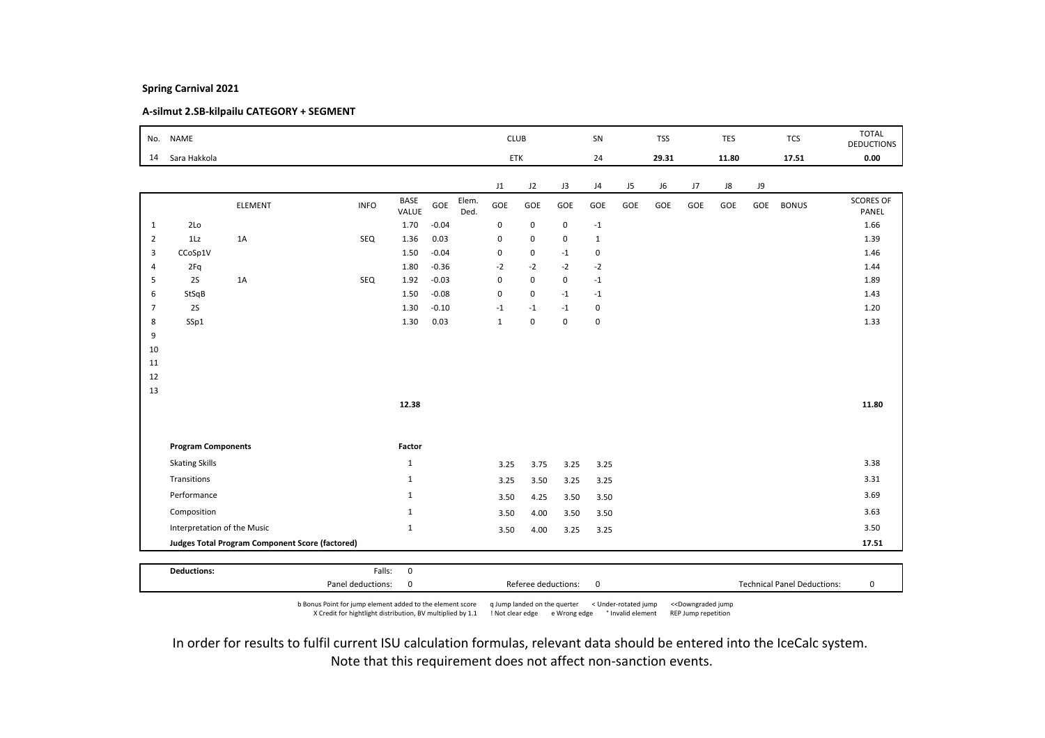**Spring Carnival 2021**

**A-silmut 2.SB-kilpailu CATEGORY + SEGMENT**

| No. | NAME | CLUB | SN | TSS | TES | TCS | TOTAL DEDUCTIONS |
|---|---|---|---|---|---|---|---|
| 14 | Sara Hakkola | ETK | 24 | 29.31 | 11.80 | 17.51 | 0.00 |

| | ELEMENT | | INFO | BASE VALUE | GOE | Elem. Ded. | J1 GOE | J2 GOE | J3 GOE | J4 GOE | J5 GOE | J6 GOE | J7 GOE | J8 GOE | J9 GOE | BONUS | SCORES OF PANEL |
|---|---|---|---|---|---|---|---|---|---|---|---|---|---|---|---|---|---|
| 1 | 2Lo | | | 1.70 | -0.04 | | 0 | 0 | 0 | -1 | | | | | | | 1.66 |
| 2 | 1Lz | 1A | SEQ | 1.36 | 0.03 | | 0 | 0 | 0 | 1 | | | | | | | 1.39 |
| 3 | CCoSp1V | | | 1.50 | -0.04 | | 0 | 0 | -1 | 0 | | | | | | | 1.46 |
| 4 | 2Fq | | | 1.80 | -0.36 | | -2 | -2 | -2 | -2 | | | | | | | 1.44 |
| 5 | 2S | 1A | SEQ | 1.92 | -0.03 | | 0 | 0 | 0 | -1 | | | | | | | 1.89 |
| 6 | StSqB | | | 1.50 | -0.08 | | 0 | 0 | -1 | -1 | | | | | | | 1.43 |
| 7 | 2S | | | 1.30 | -0.10 | | -1 | -1 | -1 | 0 | | | | | | | 1.20 |
| 8 | SSp1 | | | 1.30 | 0.03 | | 1 | 0 | 0 | 0 | | | | | | | 1.33 |
| 9 | | | | | | | | | | | | | | | | | |
| 10 | | | | | | | | | | | | | | | | | |
| 11 | | | | | | | | | | | | | | | | | |
| 12 | | | | | | | | | | | | | | | | | |
| 13 | | | | | | | | | | | | | | | | | |
| | | | | 12.38 | | | | | | | | | | | | | 11.80 |

| Program Components | Factor | J1 | J2 | J3 | J4 | J5 | J6 | J7 | J8 | J9 | |
|---|---|---|---|---|---|---|---|---|---|---|---|
| Skating Skills | 1 | 3.25 | 3.75 | 3.25 | 3.25 | | | | | | 3.38 |
| Transitions | 1 | 3.25 | 3.50 | 3.25 | 3.25 | | | | | | 3.31 |
| Performance | 1 | 3.50 | 4.25 | 3.50 | 3.50 | | | | | | 3.69 |
| Composition | 1 | 3.50 | 4.00 | 3.50 | 3.50 | | | | | | 3.63 |
| Interpretation of the Music | 1 | 3.50 | 4.00 | 3.25 | 3.25 | | | | | | 3.50 |
| **Judges Total Program Component Score (factored)** | | | | | | | | | | | 17.51 |

| **Deductions:** | Falls: 0 | | |
|---|---|---|---|
| | Panel deductions: 0 | Referee deductions: 0 | Technical Panel Deductions: 0 |

b Bonus Point for jump element added to the element score    q Jump landed on the quarter    < Under-rotated jump    <<Downgraded jump
X Credit for hightlight distribution, BV multiplied by 1.1    ! Not clear edge    e Wrong edge    * Invalid element    REP Jump repetition

In order for results to fulfil current ISU calculation formulas, relevant data should be entered into the IceCalc system.
Note that this requirement does not affect non-sanction events.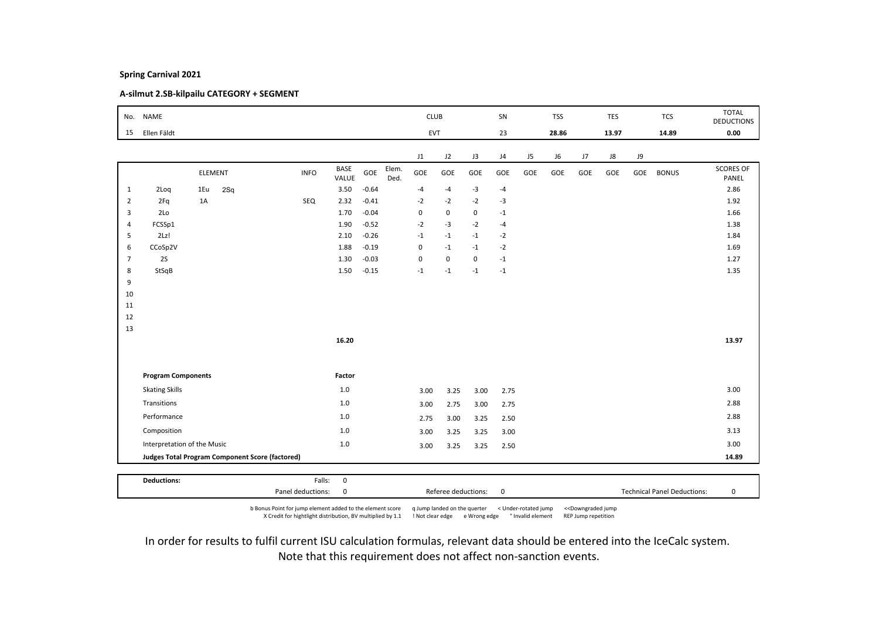**Spring Carnival 2021**

**A-silmut 2.SB-kilpailu CATEGORY + SEGMENT**

| No. | NAME | CLUB | SN | TSS | TES | TCS | TOTAL DEDUCTIONS |
|---|---|---|---|---|---|---|---|
| 15 | Ellen Fäldt | EVT | 23 | 28.86 | 13.97 | 14.89 | 0.00 |

| | ELEMENT | INFO | BASE VALUE | GOE | Elem. Ded. | J1 GOE | J2 GOE | J3 GOE | J4 GOE | J5 GOE | J6 GOE | J7 GOE | J8 GOE | J9 GOE | BONUS | SCORES OF PANEL |
|---|---|---|---|---|---|---|---|---|---|---|---|---|---|---|---|---|
| 1 | 2Loq 1Eu 2Sq | | 3.50 | -0.64 | | -4 | -4 | -3 | -4 | | | | | | | 2.86 |
| 2 | 2Fq 1A | SEQ | 2.32 | -0.41 | | -2 | -2 | -2 | -3 | | | | | | | 1.92 |
| 3 | 2Lo | | 1.70 | -0.04 | | 0 | 0 | 0 | -1 | | | | | | | 1.66 |
| 4 | FCSSp1 | | 1.90 | -0.52 | | -2 | -3 | -2 | -4 | | | | | | | 1.38 |
| 5 | 2Lz! | | 2.10 | -0.26 | | -1 | -1 | -1 | -2 | | | | | | | 1.84 |
| 6 | CCoSp2V | | 1.88 | -0.19 | | 0 | -1 | -1 | -2 | | | | | | | 1.69 |
| 7 | 2S | | 1.30 | -0.03 | | 0 | 0 | 0 | -1 | | | | | | | 1.27 |
| 8 | StSqB | | 1.50 | -0.15 | | -1 | -1 | -1 | -1 | | | | | | | 1.35 |
| 9 | | | | | | | | | | | | | | | | |
| 10 | | | | | | | | | | | | | | | | |
| 11 | | | | | | | | | | | | | | | | |
| 12 | | | | | | | | | | | | | | | | |
| 13 | | | | | | | | | | | | | | | | |
| | | | 16.20 | | | | | | | | | | | | | 13.97 |

| Program Components | Factor | J1 | J2 | J3 | J4 | J5 | J6 | J7 | J8 | J9 | SCORES OF PANEL |
|---|---|---|---|---|---|---|---|---|---|---|---|
| Skating Skills | 1.0 | 3.00 | 3.25 | 3.00 | 2.75 | | | | | | 3.00 |
| Transitions | 1.0 | 3.00 | 2.75 | 3.00 | 2.75 | | | | | | 2.88 |
| Performance | 1.0 | 2.75 | 3.00 | 3.25 | 2.50 | | | | | | 2.88 |
| Composition | 1.0 | 3.00 | 3.25 | 3.25 | 3.00 | | | | | | 3.13 |
| Interpretation of the Music | 1.0 | 3.00 | 3.25 | 3.25 | 2.50 | | | | | | 3.00 |
| **Judges Total Program Component Score (factored)** | | | | | | | | | | | **14.89** |

| **Deductions:** | Falls: | 0 | | | |
|---|---|---|---|---|---|
| | Panel deductions: | 0 | Referee deductions: 0 | Technical Panel Deductions: | 0 |

b Bonus Point for jump element added to the element score    q Jump landed on the querter    < Under-rotated jump    <<Downgraded jump
X Credit for hightlight distribution, BV multiplied by 1.1    ! Not clear edge    e Wrong edge    * Invalid element    REP Jump repetition

In order for results to fulfil current ISU calculation formulas, relevant data should be entered into the IceCalc system.
Note that this requirement does not affect non-sanction events.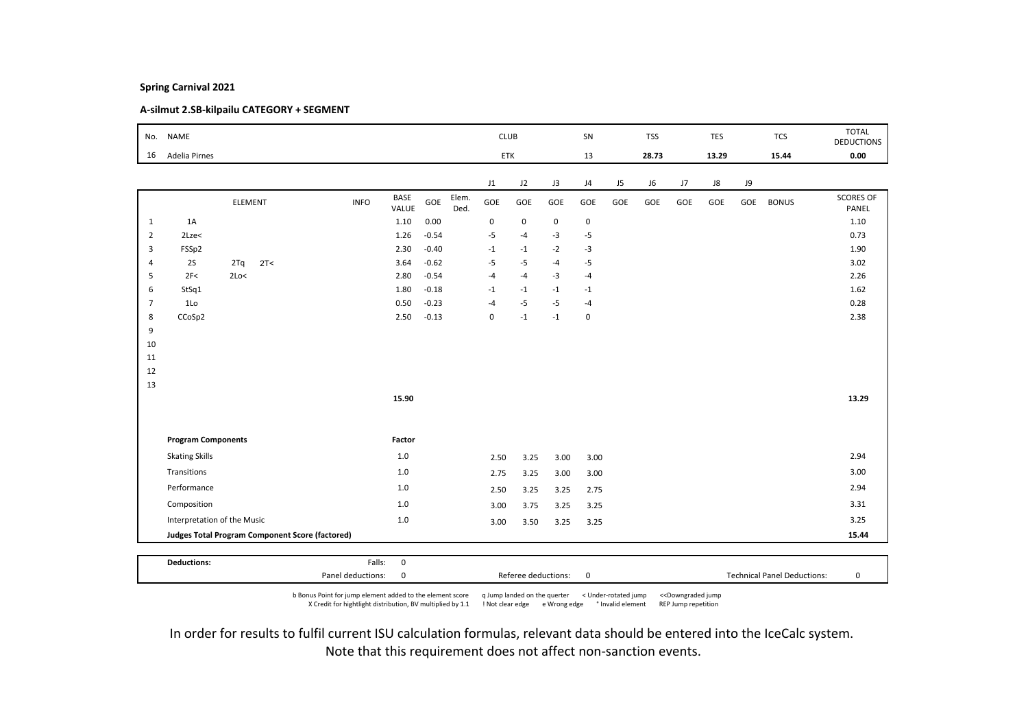**Spring Carnival 2021**

**A-silmut 2.SB-kilpailu CATEGORY + SEGMENT**

| No. | NAME | CLUB | SN | TSS | TES | TCS | TOTAL DEDUCTIONS |
|---|---|---|---|---|---|---|---|
| 16 | Adelia Pirnes | ETK | 13 | 28.73 | 13.29 | 15.44 | 0.00 |

| | ELEMENT | | | INFO | BASE VALUE | GOE | Elem. Ded. | J1 GOE | J2 GOE | J3 GOE | J4 GOE | J5 GOE | J6 GOE | J7 GOE | J8 GOE | J9 GOE | BONUS | SCORES OF PANEL |
|---|---|---|---|---|---|---|---|---|---|---|---|---|---|---|---|---|---|---|
| 1 | 1A | | | | 1.10 | 0.00 | | 0 | 0 | 0 | 0 | | | | | | | 1.10 |
| 2 | 2Lze< | | | | 1.26 | -0.54 | | -5 | -4 | -3 | -5 | | | | | | | 0.73 |
| 3 | FSSp2 | | | | 2.30 | -0.40 | | -1 | -1 | -2 | -3 | | | | | | | 1.90 |
| 4 | 2S | 2Tq | 2T< | | 3.64 | -0.62 | | -5 | -5 | -4 | -5 | | | | | | | 3.02 |
| 5 | 2F< | 2Lo< | | | 2.80 | -0.54 | | -4 | -4 | -3 | -4 | | | | | | | 2.26 |
| 6 | StSq1 | | | | 1.80 | -0.18 | | -1 | -1 | -1 | -1 | | | | | | | 1.62 |
| 7 | 1Lo | | | | 0.50 | -0.23 | | -4 | -5 | -5 | -4 | | | | | | | 0.28 |
| 8 | CCoSp2 | | | | 2.50 | -0.13 | | 0 | -1 | -1 | 0 | | | | | | | 2.38 |
| 9 | | | | | | | | | | | | | | | | | | |
| 10 | | | | | | | | | | | | | | | | | | |
| 11 | | | | | | | | | | | | | | | | | | |
| 12 | | | | | | | | | | | | | | | | | | |
| 13 | | | | | | | | | | | | | | | | | | |
| | | | | | 15.90 | | | | | | | | | | | | | 13.29 |

| Program Components | Factor | J1 | J2 | J3 | J4 | | Scores of Panel |
|---|---|---|---|---|---|---|---|
| Skating Skills | 1.0 | 2.50 | 3.25 | 3.00 | 3.00 | | 2.94 |
| Transitions | 1.0 | 2.75 | 3.25 | 3.00 | 3.00 | | 3.00 |
| Performance | 1.0 | 2.50 | 3.25 | 3.25 | 2.75 | | 2.94 |
| Composition | 1.0 | 3.00 | 3.75 | 3.25 | 3.25 | | 3.31 |
| Interpretation of the Music | 1.0 | 3.00 | 3.50 | 3.25 | 3.25 | | 3.25 |
| **Judges Total Program Component Score (factored)** | | | | | | | **15.44** |

| **Deductions:** | Falls: | 0 | | | |
|---|---|---|---|---|---|
| | Panel deductions: | 0 | Referee deductions: 0 | Technical Panel Deductions: | 0 |

b Bonus Point for jump element added to the element score q Jump landed on the querter < Under-rotated jump <<Downgraded jump
X Credit for hightlight distribution, BV multiplied by 1.1 ! Not clear edge e Wrong edge * Invalid element REP Jump repetition

In order for results to fulfil current ISU calculation formulas, relevant data should be entered into the IceCalc system.
Note that this requirement does not affect non-sanction events.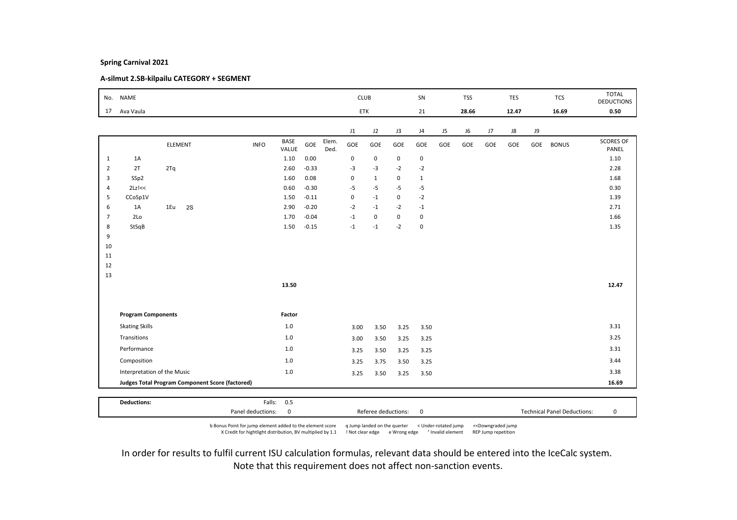**Spring Carnival 2021**

**A-silmut 2.SB-kilpailu CATEGORY + SEGMENT**

| No. | NAME | CLUB | SN | TSS | TES | TCS | TOTAL DEDUCTIONS |
|---|---|---|---|---|---|---|---|
| 17 | Ava Vaula | ETK | 21 | 28.66 | 12.47 | 16.69 | 0.50 |

| | ELEMENT | | | INFO | BASE VALUE | GOE | Elem. Ded. | J1 GOE | J2 GOE | J3 GOE | J4 GOE | J5 GOE | J6 GOE | J7 GOE | J8 GOE | J9 GOE | BONUS | SCORES OF PANEL |
|---|---|---|---|---|---|---|---|---|---|---|---|---|---|---|---|---|---|---|
| 1 | 1A | | | | 1.10 | 0.00 | | 0 | 0 | 0 | 0 | | | | | | | 1.10 |
| 2 | 2T | 2Tq | | | 2.60 | -0.33 | | -3 | -3 | -2 | -2 | | | | | | | 2.28 |
| 3 | SSp2 | | | | 1.60 | 0.08 | | 0 | 1 | 0 | 1 | | | | | | | 1.68 |
| 4 | 2Lz!<< | | | | 0.60 | -0.30 | | -5 | -5 | -5 | -5 | | | | | | | 0.30 |
| 5 | CCoSp1V | | | | 1.50 | -0.11 | | 0 | -1 | 0 | -2 | | | | | | | 1.39 |
| 6 | 1A | 1Eu | 2S | | 2.90 | -0.20 | | -2 | -1 | -2 | -1 | | | | | | | 2.71 |
| 7 | 2Lo | | | | 1.70 | -0.04 | | -1 | 0 | 0 | 0 | | | | | | | 1.66 |
| 8 | StSqB | | | | 1.50 | -0.15 | | -1 | -1 | -2 | 0 | | | | | | | 1.35 |
| 9 | | | | | | | | | | | | | | | | | | |
| 10 | | | | | | | | | | | | | | | | | | |
| 11 | | | | | | | | | | | | | | | | | | |
| 12 | | | | | | | | | | | | | | | | | | |
| 13 | | | | | | | | | | | | | | | | | | |
| | | | | | 13.50 | | | | | | | | | | | | | 12.47 |

| Program Components | Factor | J1 | J2 | J3 | J4 | | Scores of Panel |
|---|---|---|---|---|---|---|---|
| Skating Skills | 1.0 | 3.00 | 3.50 | 3.25 | 3.50 | | 3.31 |
| Transitions | 1.0 | 3.00 | 3.50 | 3.25 | 3.25 | | 3.25 |
| Performance | 1.0 | 3.25 | 3.50 | 3.25 | 3.25 | | 3.31 |
| Composition | 1.0 | 3.25 | 3.75 | 3.50 | 3.25 | | 3.44 |
| Interpretation of the Music | 1.0 | 3.25 | 3.50 | 3.25 | 3.50 | | 3.38 |
| **Judges Total Program Component Score (factored)** | | | | | | | **16.69** |

| **Deductions:** | Falls: 0.5 | | |
|---|---|---|---|
| | Panel deductions: 0 | Referee deductions: 0 | Technical Panel Deductions: 0 |

b Bonus Point for jump element added to the element score X Credit for hightlight distribution, BV multiplied by 1.1 q Jump landed on the quarter ! Not clear edge e Wrong edge < Under-rotated jump * Invalid element <<Downgraded jump REP Jump repetition

In order for results to fulfil current ISU calculation formulas, relevant data should be entered into the IceCalc system. Note that this requirement does not affect non-sanction events.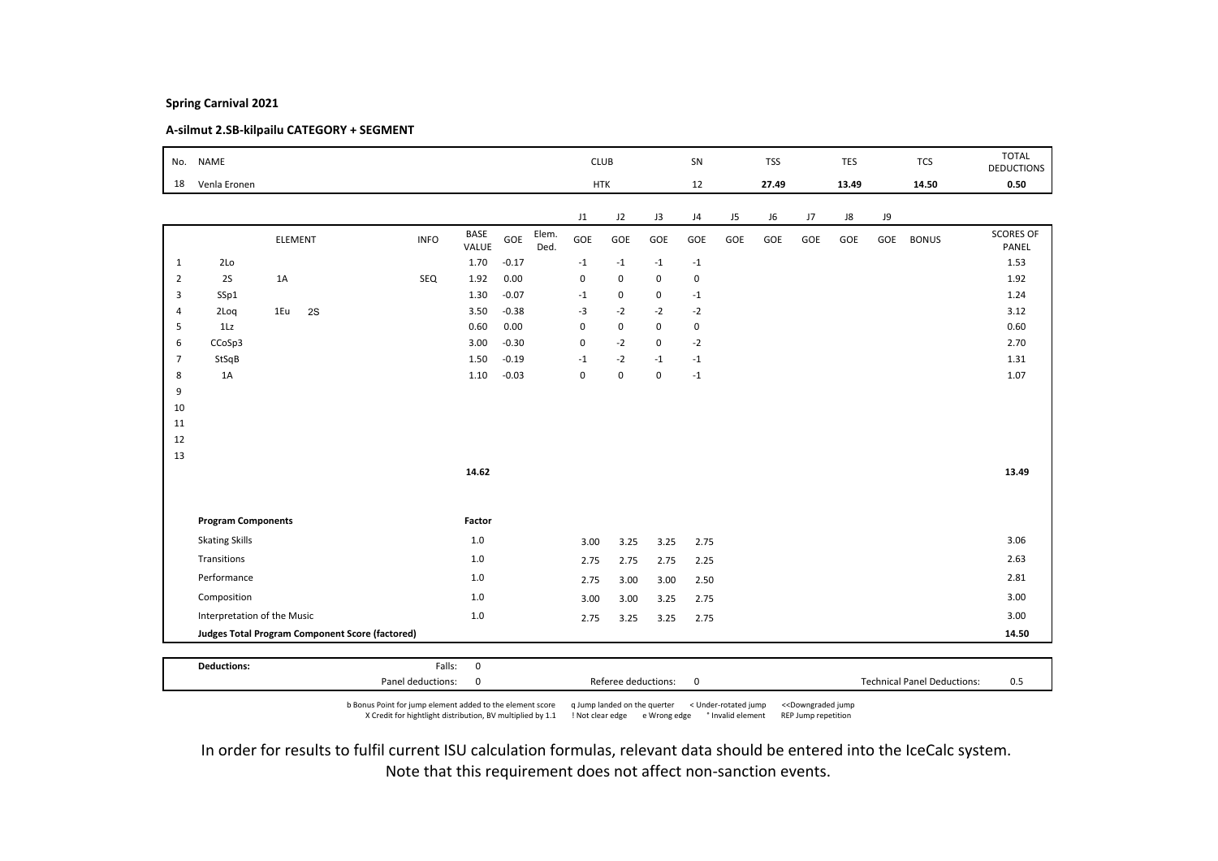**Spring Carnival 2021**

**A-silmut 2.SB-kilpailu CATEGORY + SEGMENT**

| No. | NAME | CLUB | SN | TSS | TES | TCS | TOTAL DEDUCTIONS |
|---|---|---|---|---|---|---|---|
| 18 | Venla Eronen | HTK | 12 | 27.49 | 13.49 | 14.50 | 0.50 |

| | ELEMENT | INFO | BASE VALUE | GOE | Elem. Ded. | J1 GOE | J2 GOE | J3 GOE | J4 GOE | J5 GOE | J6 GOE | J7 GOE | J8 GOE | J9 GOE | BONUS | SCORES OF PANEL |
|---|---|---|---|---|---|---|---|---|---|---|---|---|---|---|---|---|
| 1 | 2Lo | | 1.70 | -0.17 | | -1 | -1 | -1 | -1 | | | | | | | 1.53 |
| 2 | 2S 1A | SEQ | 1.92 | 0.00 | | 0 | 0 | 0 | 0 | | | | | | | 1.92 |
| 3 | SSp1 | | 1.30 | -0.07 | | -1 | 0 | 0 | -1 | | | | | | | 1.24 |
| 4 | 2Loq 1Eu 2S | | 3.50 | -0.38 | | -3 | -2 | -2 | -2 | | | | | | | 3.12 |
| 5 | 1Lz | | 0.60 | 0.00 | | 0 | 0 | 0 | 0 | | | | | | | 0.60 |
| 6 | CCoSp3 | | 3.00 | -0.30 | | 0 | -2 | 0 | -2 | | | | | | | 2.70 |
| 7 | StSqB | | 1.50 | -0.19 | | -1 | -2 | -1 | -1 | | | | | | | 1.31 |
| 8 | 1A | | 1.10 | -0.03 | | 0 | 0 | 0 | -1 | | | | | | | 1.07 |
| 9 | | | | | | | | | | | | | | | | |
| 10 | | | | | | | | | | | | | | | | |
| 11 | | | | | | | | | | | | | | | | |
| 12 | | | | | | | | | | | | | | | | |
| 13 | | | | | | | | | | | | | | | | |
| | | | 14.62 | | | | | | | | | | | | | 13.49 |

| Program Components | Factor | J1 | J2 | J3 | J4 | Scores of Panel |
|---|---|---|---|---|---|---|
| Skating Skills | 1.0 | 3.00 | 3.25 | 3.25 | 2.75 | 3.06 |
| Transitions | 1.0 | 2.75 | 2.75 | 2.75 | 2.25 | 2.63 |
| Performance | 1.0 | 2.75 | 3.00 | 3.00 | 2.50 | 2.81 |
| Composition | 1.0 | 3.00 | 3.00 | 3.25 | 2.75 | 3.00 |
| Interpretation of the Music | 1.0 | 2.75 | 3.25 | 3.25 | 2.75 | 3.00 |
| **Judges Total Program Component Score (factored)** | | | | | | **14.50** |

| **Deductions:** | Falls: | 0 | | | | |
|---|---|---|---|---|---|---|
| | Panel deductions: | 0 | Referee deductions: | 0 | Technical Panel Deductions: | 0.5 |

b Bonus Point for jump element added to the element score   q Jump landed on the quarter   < Under-rotated jump   << Downgraded jump
X Credit for hightlight distribution, BV multiplied by 1.1   ! Not clear edge   e Wrong edge   * Invalid element   REP Jump repetition

In order for results to fulfil current ISU calculation formulas, relevant data should be entered into the IceCalc system.
Note that this requirement does not affect non-sanction events.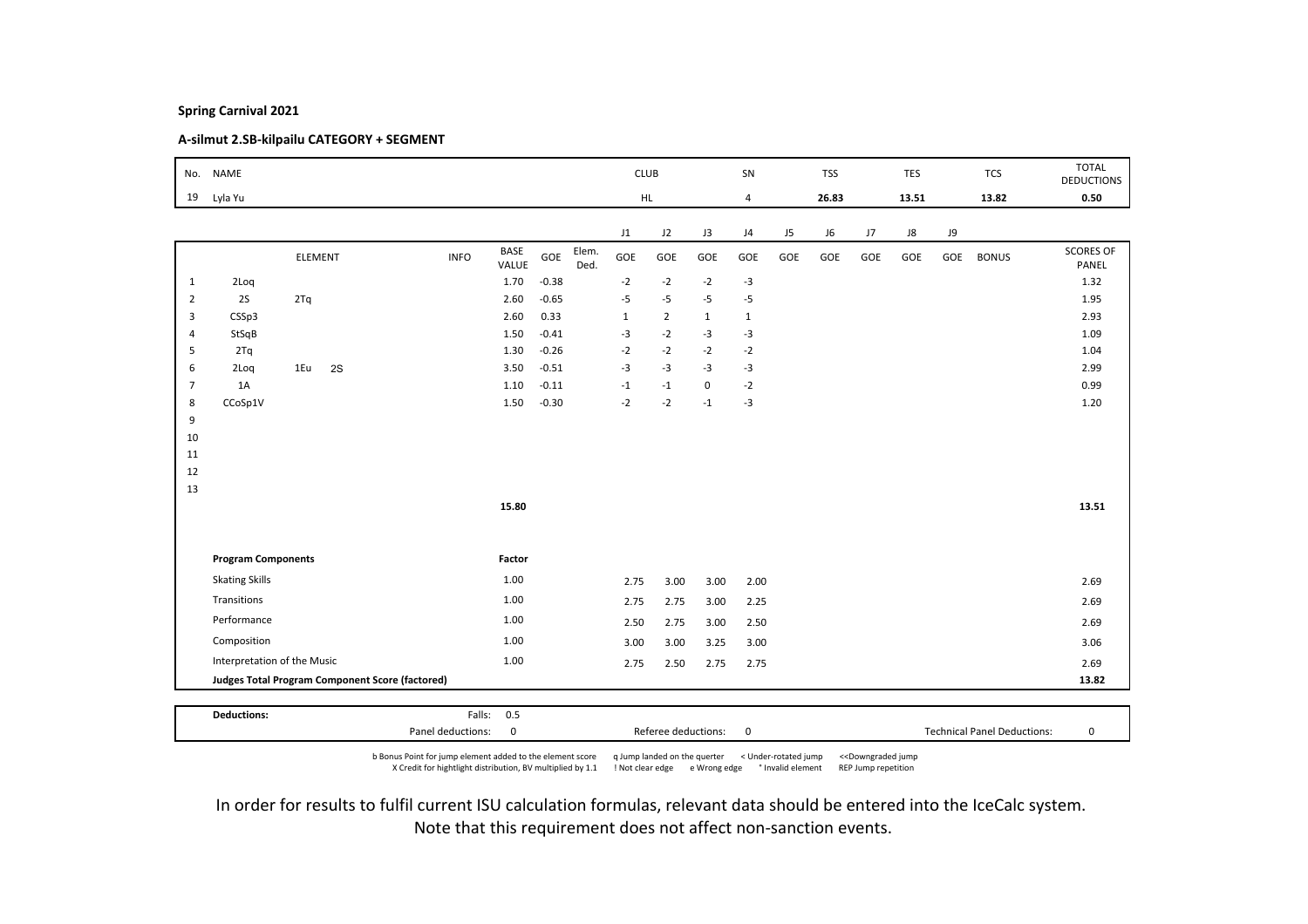**Spring Carnival 2021**

**A-silmut 2.SB-kilpailu CATEGORY + SEGMENT**

| No. | NAME | CLUB | SN | TSS | TES | TCS | TOTAL DEDUCTIONS |
|---|---|---|---|---|---|---|---|
| 19 | Lyla Yu | HL | 4 | 26.83 | 13.51 | 13.82 | 0.50 |

| | ELEMENT | | | INFO | BASE VALUE | GOE | Elem. Ded. | J1 GOE | J2 GOE | J3 GOE | J4 GOE | J5 GOE | J6 GOE | J7 GOE | J8 GOE | J9 GOE | BONUS | SCORES OF PANEL |
|---|---|---|---|---|---|---|---|---|---|---|---|---|---|---|---|---|---|---|
| 1 | 2Loq | | | | 1.70 | -0.38 | | -2 | -2 | -2 | -3 | | | | | | | 1.32 |
| 2 | 2S | 2Tq | | | 2.60 | -0.65 | | -5 | -5 | -5 | -5 | | | | | | | 1.95 |
| 3 | CSSp3 | | | | 2.60 | 0.33 | | 1 | 2 | 1 | 1 | | | | | | | 2.93 |
| 4 | StSqB | | | | 1.50 | -0.41 | | -3 | -2 | -3 | -3 | | | | | | | 1.09 |
| 5 | 2Tq | | | | 1.30 | -0.26 | | -2 | -2 | -2 | -2 | | | | | | | 1.04 |
| 6 | 2Loq | 1Eu | 2S | | 3.50 | -0.51 | | -3 | -3 | -3 | -3 | | | | | | | 2.99 |
| 7 | 1A | | | | 1.10 | -0.11 | | -1 | -1 | 0 | -2 | | | | | | | 0.99 |
| 8 | CCoSp1V | | | | 1.50 | -0.30 | | -2 | -2 | -1 | -3 | | | | | | | 1.20 |
| 9 | | | | | | | | | | | | | | | | | | |
| 10 | | | | | | | | | | | | | | | | | | |
| 11 | | | | | | | | | | | | | | | | | | |
| 12 | | | | | | | | | | | | | | | | | | |
| 13 | | | | | | | | | | | | | | | | | | |
| | | | | | 15.80 | | | | | | | | | | | | | 13.51 |

| Program Components | Factor | J1 | J2 | J3 | J4 | J5 | J6 | J7 | J8 | J9 | SCORES OF PANEL |
|---|---|---|---|---|---|---|---|---|---|---|---|
| Skating Skills | 1.00 | 2.75 | 3.00 | 3.00 | 2.00 | | | | | | 2.69 |
| Transitions | 1.00 | 2.75 | 2.75 | 3.00 | 2.25 | | | | | | 2.69 |
| Performance | 1.00 | 2.50 | 2.75 | 3.00 | 2.50 | | | | | | 2.69 |
| Composition | 1.00 | 3.00 | 3.00 | 3.25 | 3.00 | | | | | | 3.06 |
| Interpretation of the Music | 1.00 | 2.75 | 2.50 | 2.75 | 2.75 | | | | | | 2.69 |
| **Judges Total Program Component Score (factored)** | | | | | | | | | | | **13.82** |

| Deductions: | Falls: | 0.5 | | |
|---|---|---|---|---|
| | Panel deductions: | 0 | Referee deductions: 0 | Technical Panel Deductions: 0 |

b Bonus Point for jump element added to the element score X Credit for hightlight distribution, BV multiplied by 1.1 q Jump landed on the quarter ! Not clear edge e Wrong edge < Under-rotated jump * Invalid element <<Downgraded jump REP Jump repetition

In order for results to fulfil current ISU calculation formulas, relevant data should be entered into the IceCalc system. Note that this requirement does not affect non-sanction events.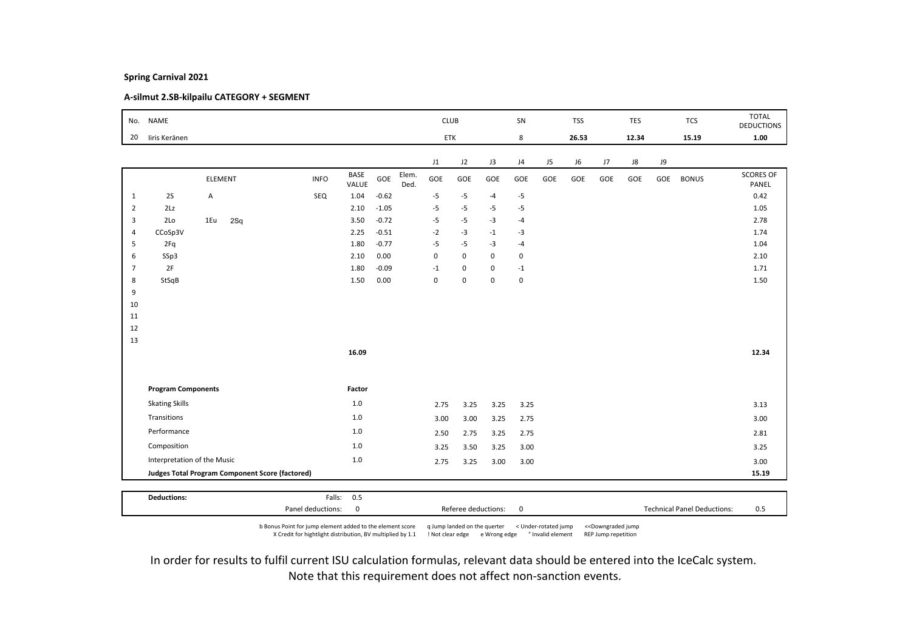**Spring Carnival 2021**

**A-silmut 2.SB-kilpailu CATEGORY + SEGMENT**

| No. | NAME | CLUB | SN | TSS | TES | TCS | TOTAL DEDUCTIONS |
|---|---|---|---|---|---|---|---|
| 20 | Iiris Keränen | ETK | 8 | 26.53 | 12.34 | 15.19 | 1.00 |

| | ELEMENT | | | INFO | BASE VALUE | GOE | Elem. Ded. | J1 GOE | J2 GOE | J3 GOE | J4 GOE | J5 GOE | J6 GOE | J7 GOE | J8 GOE | J9 GOE | BONUS | SCORES OF PANEL |
|---|---|---|---|---|---|---|---|---|---|---|---|---|---|---|---|---|---|---|
| 1 | 2S | A | | SEQ | 1.04 | -0.62 | | -5 | -5 | -4 | -5 | | | | | | | 0.42 |
| 2 | 2Lz | | | | 2.10 | -1.05 | | -5 | -5 | -5 | -5 | | | | | | | 1.05 |
| 3 | 2Lo | 1Eu | 2Sq | | 3.50 | -0.72 | | -5 | -5 | -3 | -4 | | | | | | | 2.78 |
| 4 | CCoSp3V | | | | 2.25 | -0.51 | | -2 | -3 | -1 | -3 | | | | | | | 1.74 |
| 5 | 2Fq | | | | 1.80 | -0.77 | | -5 | -5 | -3 | -4 | | | | | | | 1.04 |
| 6 | SSp3 | | | | 2.10 | 0.00 | | 0 | 0 | 0 | 0 | | | | | | | 2.10 |
| 7 | 2F | | | | 1.80 | -0.09 | | -1 | 0 | 0 | -1 | | | | | | | 1.71 |
| 8 | StSqB | | | | 1.50 | 0.00 | | 0 | 0 | 0 | 0 | | | | | | | 1.50 |
| 9 | | | | | | | | | | | | | | | | | | |
| 10 | | | | | | | | | | | | | | | | | | |
| 11 | | | | | | | | | | | | | | | | | | |
| 12 | | | | | | | | | | | | | | | | | | |
| 13 | | | | | | | | | | | | | | | | | | |
| | | | | | 16.09 | | | | | | | | | | | | | 12.34 |

| Program Components | Factor | J1 | J2 | J3 | J4 | J5 | J6 | J7 | J8 | J9 | |
|---|---|---|---|---|---|---|---|---|---|---|---|
| Skating Skills | 1.0 | 2.75 | 3.25 | 3.25 | 3.25 | | | | | | 3.13 |
| Transitions | 1.0 | 3.00 | 3.00 | 3.25 | 2.75 | | | | | | 3.00 |
| Performance | 1.0 | 2.50 | 2.75 | 3.25 | 2.75 | | | | | | 2.81 |
| Composition | 1.0 | 3.25 | 3.50 | 3.25 | 3.00 | | | | | | 3.25 |
| Interpretation of the Music | 1.0 | 2.75 | 3.25 | 3.00 | 3.00 | | | | | | 3.00 |
| **Judges Total Program Component Score (factored)** | | | | | | | | | | | **15.19** |

| **Deductions:** | Falls: | 0.5 | | | |
|---|---|---|---|---|---|
| | Panel deductions: | 0 | Referee deductions: 0 | Technical Panel Deductions: | 0.5 |

b Bonus Point for jump element added to the element score   q Jump landed on the querter   < Under-rotated jump   <<Downgraded jump
X Credit for hightlight distribution, BV multiplied by 1.1   ! Not clear edge   e Wrong edge   * Invalid element   REP Jump repetition

In order for results to fulfil current ISU calculation formulas, relevant data should be entered into the IceCalc system. Note that this requirement does not affect non-sanction events.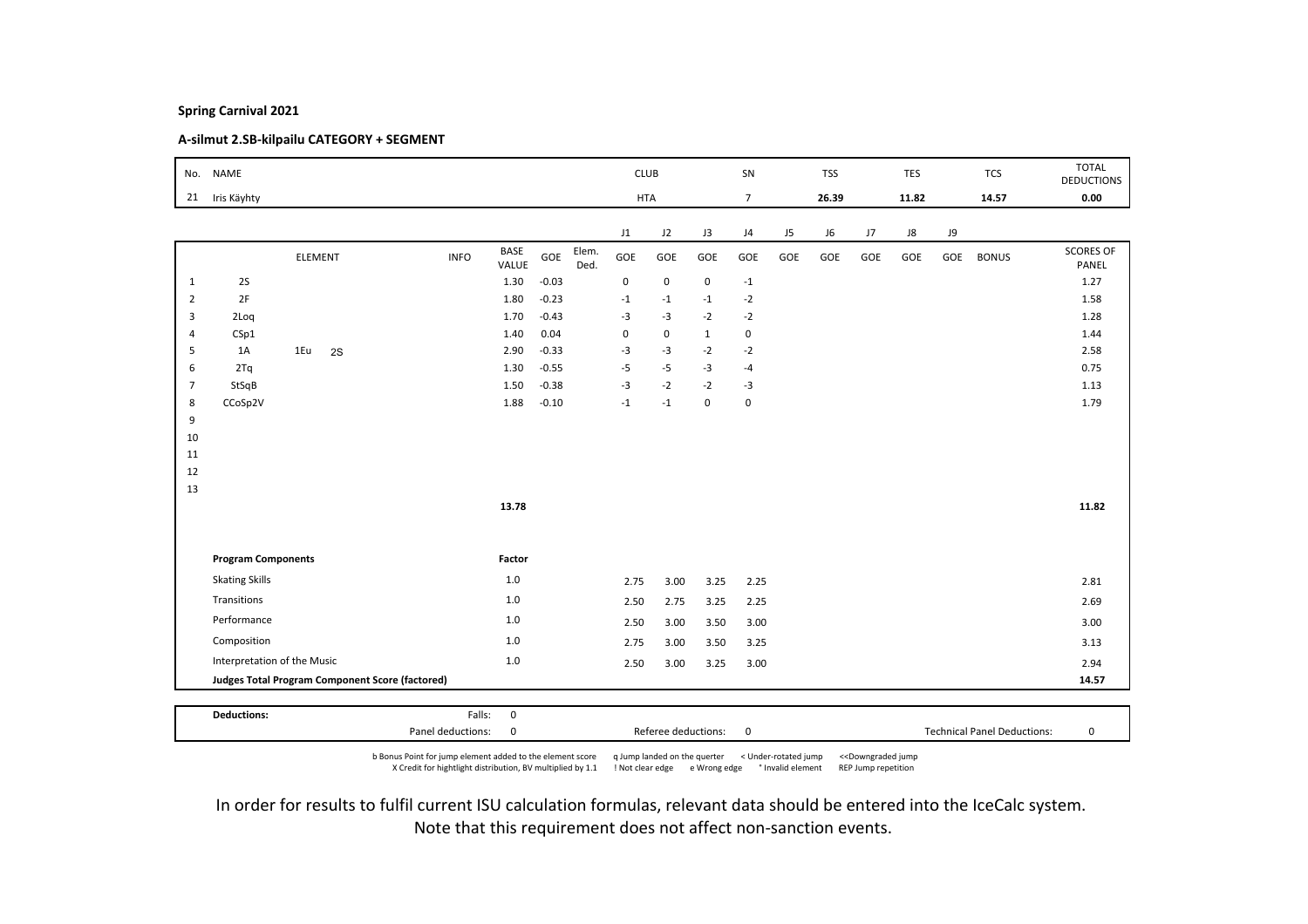**Spring Carnival 2021**

**A-silmut 2.SB-kilpailu CATEGORY + SEGMENT**

| No. | NAME | CLUB | SN | TSS | TES | TCS | TOTAL DEDUCTIONS |
|---|---|---|---|---|---|---|---|
| 21 | Iris Käyhty | HTA | 7 | 26.39 | 11.82 | 14.57 | 0.00 |

| | ELEMENT | INFO | BASE VALUE | GOE | Elem. Ded. | J1 GOE | J2 GOE | J3 GOE | J4 GOE | J5 GOE | J6 GOE | J7 GOE | J8 GOE | J9 GOE | BONUS | SCORES OF PANEL |
|---|---|---|---|---|---|---|---|---|---|---|---|---|---|---|---|---|
| 1 | 2S | | 1.30 | -0.03 | | 0 | 0 | 0 | -1 | | | | | | | 1.27 |
| 2 | 2F | | 1.80 | -0.23 | | -1 | -1 | -1 | -2 | | | | | | | 1.58 |
| 3 | 2Loq | | 1.70 | -0.43 | | -3 | -3 | -2 | -2 | | | | | | | 1.28 |
| 4 | CSp1 | | 1.40 | 0.04 | | 0 | 0 | 1 | 0 | | | | | | | 1.44 |
| 5 | 1A 1Eu 2S | | 2.90 | -0.33 | | -3 | -3 | -2 | -2 | | | | | | | 2.58 |
| 6 | 2Tq | | 1.30 | -0.55 | | -5 | -5 | -3 | -4 | | | | | | | 0.75 |
| 7 | StSqB | | 1.50 | -0.38 | | -3 | -2 | -2 | -3 | | | | | | | 1.13 |
| 8 | CCoSp2V | | 1.88 | -0.10 | | -1 | -1 | 0 | 0 | | | | | | | 1.79 |
| 9 | | | | | | | | | | | | | | | | |
| 10 | | | | | | | | | | | | | | | | |
| 11 | | | | | | | | | | | | | | | | |
| 12 | | | | | | | | | | | | | | | | |
| 13 | | | | | | | | | | | | | | | | |
| | | | 13.78 | | | | | | | | | | | | | 11.82 |

| Program Components | Factor | J1 | J2 | J3 | J4 | J5 | J6 | J7 | J8 | J9 | SCORES OF PANEL |
|---|---|---|---|---|---|---|---|---|---|---|---|
| Skating Skills | 1.0 | 2.75 | 3.00 | 3.25 | 2.25 | | | | | | 2.81 |
| Transitions | 1.0 | 2.50 | 2.75 | 3.25 | 2.25 | | | | | | 2.69 |
| Performance | 1.0 | 2.50 | 3.00 | 3.50 | 3.00 | | | | | | 3.00 |
| Composition | 1.0 | 2.75 | 3.00 | 3.50 | 3.25 | | | | | | 3.13 |
| Interpretation of the Music | 1.0 | 2.50 | 3.00 | 3.25 | 3.00 | | | | | | 2.94 |
| **Judges Total Program Component Score (factored)** | | | | | | | | | | | **14.57** |

| Deductions: | | |
|---|---|---|
| Falls: 0 | | |
| Panel deductions: 0 | Referee deductions: 0 | Technical Panel Deductions: 0 |

b Bonus Point for jump element added to the element score    q Jump landed on the quarter    < Under-rotated jump    <<Downgraded jump
X Credit for hightlight distribution, BV multiplied by 1.1    ! Not clear edge    e Wrong edge    * Invalid element    REP Jump repetition

In order for results to fulfil current ISU calculation formulas, relevant data should be entered into the IceCalc system.
Note that this requirement does not affect non-sanction events.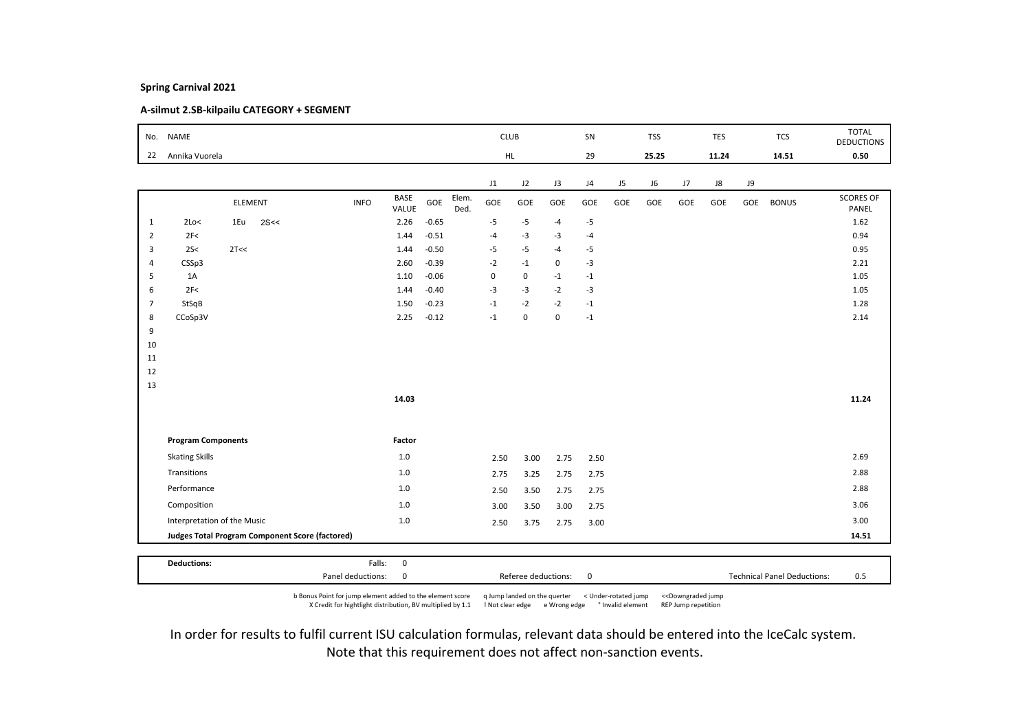**Spring Carnival 2021**

**A-silmut 2.SB-kilpailu CATEGORY + SEGMENT**

| No. | NAME | CLUB | SN | TSS | TES | TCS | TOTAL DEDUCTIONS |
|---|---|---|---|---|---|---|---|
| 22 | Annika Vuorela | HL | 29 | 25.25 | 11.24 | 14.51 | 0.50 |

| | ELEMENT | INFO | BASE VALUE | GOE | Elem. Ded. | J1 GOE | J2 GOE | J3 GOE | J4 GOE | J5 GOE | J6 GOE | J7 GOE | J8 GOE | J9 GOE | BONUS | SCORES OF PANEL |
|---|---|---|---|---|---|---|---|---|---|---|---|---|---|---|---|---|
| 1 | 2Lo< 1Eu 2S<< | | 2.26 | -0.65 | | -5 | -5 | -4 | -5 | | | | | | | 1.62 |
| 2 | 2F< | | 1.44 | -0.51 | | -4 | -3 | -3 | -4 | | | | | | | 0.94 |
| 3 | 2S< 2T<< | | 1.44 | -0.50 | | -5 | -5 | -4 | -5 | | | | | | | 0.95 |
| 4 | CSSp3 | | 2.60 | -0.39 | | -2 | -1 | 0 | -3 | | | | | | | 2.21 |
| 5 | 1A | | 1.10 | -0.06 | | 0 | 0 | -1 | -1 | | | | | | | 1.05 |
| 6 | 2F< | | 1.44 | -0.40 | | -3 | -3 | -2 | -3 | | | | | | | 1.05 |
| 7 | StSqB | | 1.50 | -0.23 | | -1 | -2 | -2 | -1 | | | | | | | 1.28 |
| 8 | CCoSp3V | | 2.25 | -0.12 | | -1 | 0 | 0 | -1 | | | | | | | 2.14 |
| 9 | | | | | | | | | | | | | | | | |
| 10 | | | | | | | | | | | | | | | | |
| 11 | | | | | | | | | | | | | | | | |
| 12 | | | | | | | | | | | | | | | | |
| 13 | | | | | | | | | | | | | | | | |
| | | | 14.03 | | | | | | | | | | | | | 11.24 |

| Program Components | Factor | J1 | J2 | J3 | J4 | J5 | J6 | J7 | J8 | J9 | SCORES OF PANEL |
|---|---|---|---|---|---|---|---|---|---|---|---|
| Skating Skills | 1.0 | 2.50 | 3.00 | 2.75 | 2.50 | | | | | | 2.69 |
| Transitions | 1.0 | 2.75 | 3.25 | 2.75 | 2.75 | | | | | | 2.88 |
| Performance | 1.0 | 2.50 | 3.50 | 2.75 | 2.75 | | | | | | 2.88 |
| Composition | 1.0 | 3.00 | 3.50 | 3.00 | 2.75 | | | | | | 3.06 |
| Interpretation of the Music | 1.0 | 2.50 | 3.75 | 2.75 | 3.00 | | | | | | 3.00 |
| **Judges Total Program Component Score (factored)** | | | | | | | | | | | **14.51** |

| Deductions: | | | | | |
|---|---|---|---|---|---|
| Falls: | 0 | | | | |
| Panel deductions: | 0 | Referee deductions: | 0 | Technical Panel Deductions: | 0.5 |

b Bonus Point for jump element added to the element score   q Jump landed on the querter   < Under-rotated jump   <<Downgraded jump
X Credit for hightlight distribution, BV multiplied by 1.1   ! Not clear edge   e Wrong edge   * Invalid element   REP Jump repetition

In order for results to fulfil current ISU calculation formulas, relevant data should be entered into the IceCalc system.
Note that this requirement does not affect non-sanction events.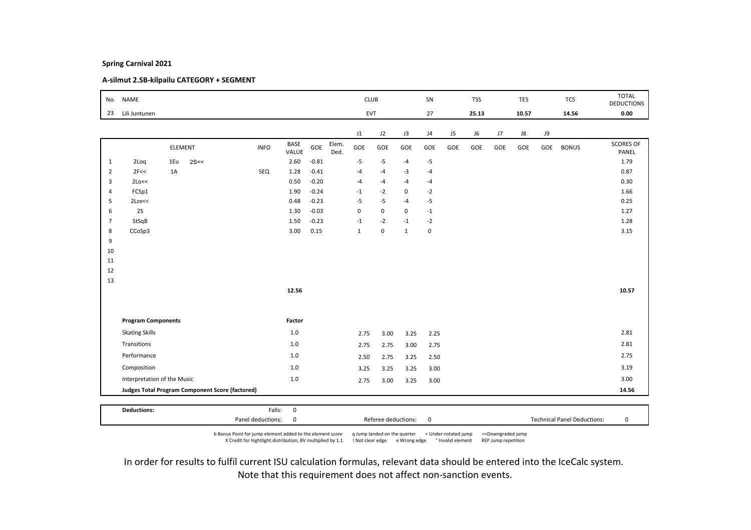**Spring Carnival 2021**

**A-silmut 2.SB-kilpailu CATEGORY + SEGMENT**

| No. | NAME | CLUB | SN | TSS | TES | TCS | TOTAL DEDUCTIONS |
|---|---|---|---|---|---|---|---|
| 23 | Lili Juntunen | EVT | 27 | 25.13 | 10.57 | 14.56 | 0.00 |

| | ELEMENT | | | INFO | BASE VALUE | GOE | Elem. Ded. | J1 | J2 | J3 | J4 | J5 | J6 | J7 | J8 | J9 | BONUS | SCORES OF PANEL |
|---|---|---|---|---|---|---|---|---|---|---|---|---|---|---|---|---|---|---|
| 1 | 2Loq | 1Eu | 2S<< | | 2.60 | -0.81 | | -5 | -5 | -4 | -5 | | | | | | | 1.79 |
| 2 | 2F<< | 1A | | SEQ | 1.28 | -0.41 | | -4 | -4 | -3 | -4 | | | | | | | 0.87 |
| 3 | 2Lo<< | | | | 0.50 | -0.20 | | -4 | -4 | -4 | -4 | | | | | | | 0.30 |
| 4 | FCSp1 | | | | 1.90 | -0.24 | | -1 | -2 | 0 | -2 | | | | | | | 1.66 |
| 5 | 2Lze<< | | | | 0.48 | -0.23 | | -5 | -5 | -4 | -5 | | | | | | | 0.25 |
| 6 | 2S | | | | 1.30 | -0.03 | | 0 | 0 | 0 | -1 | | | | | | | 1.27 |
| 7 | StSqB | | | | 1.50 | -0.23 | | -1 | -2 | -1 | -2 | | | | | | | 1.28 |
| 8 | CCoSp3 | | | | 3.00 | 0.15 | | 1 | 0 | 1 | 0 | | | | | | | 3.15 |
| 9 | | | | | | | | | | | | | | | | | | |
| 10 | | | | | | | | | | | | | | | | | | |
| 11 | | | | | | | | | | | | | | | | | | |
| 12 | | | | | | | | | | | | | | | | | | |
| 13 | | | | | | | | | | | | | | | | | | |
| | | | | | 12.56 | | | | | | | | | | | | | 10.57 |

| Program Components | Factor | J1 | J2 | J3 | J4 | J5 | J6 | J7 | J8 | J9 | SCORES OF PANEL |
|---|---|---|---|---|---|---|---|---|---|---|---|
| Skating Skills | 1.0 | 2.75 | 3.00 | 3.25 | 2.25 | | | | | | 2.81 |
| Transitions | 1.0 | 2.75 | 2.75 | 3.00 | 2.75 | | | | | | 2.81 |
| Performance | 1.0 | 2.50 | 2.75 | 3.25 | 2.50 | | | | | | 2.75 |
| Composition | 1.0 | 3.25 | 3.25 | 3.25 | 3.00 | | | | | | 3.19 |
| Interpretation of the Music | 1.0 | 2.75 | 3.00 | 3.25 | 3.00 | | | | | | 3.00 |
| **Judges Total Program Component Score (factored)** | | | | | | | | | | | **14.56** |

| Deductions: | Falls: | 0 | | | | |
|---|---|---|---|---|---|---|
| | Panel deductions: | 0 | Referee deductions: | 0 | Technical Panel Deductions: | 0 |

b Bonus Point for jump element added to the element score q Jump landed on the querter < Under-rotated jump <<Downgraded jump
X Credit for hightlight distribution, BV multiplied by 1.1 ! Not clear edge e Wrong edge * Invalid element REP Jump repetition

In order for results to fulfil current ISU calculation formulas, relevant data should be entered into the IceCalc system.
Note that this requirement does not affect non-sanction events.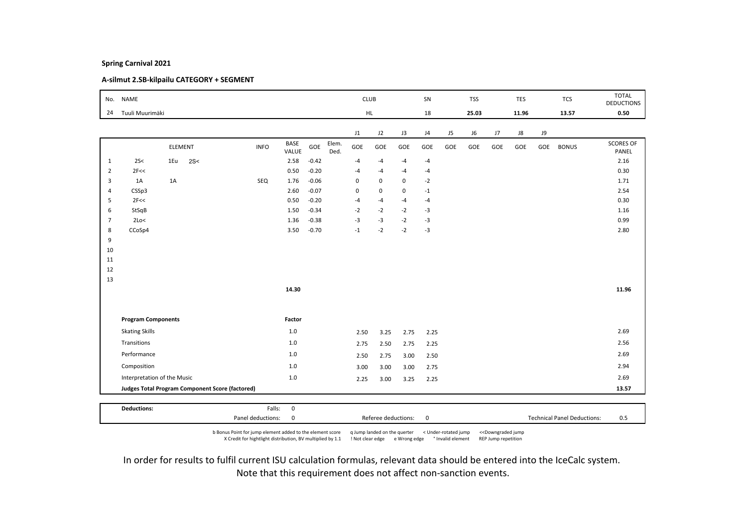**Spring Carnival 2021**

**A-silmut 2.SB-kilpailu CATEGORY + SEGMENT**

| No. | NAME | CLUB | SN | TSS | TES | TCS | TOTAL DEDUCTIONS |
|---|---|---|---|---|---|---|---|
| 24 | Tuuli Muurimäki | HL | 18 | 25.03 | 11.96 | 13.57 | 0.50 |

| | ELEMENT | | | INFO | BASE VALUE | GOE | Elem. Ded. | J1 GOE | J2 GOE | J3 GOE | J4 GOE | J5 GOE | J6 GOE | J7 GOE | J8 GOE | J9 GOE | BONUS | SCORES OF PANEL |
|---|---|---|---|---|---|---|---|---|---|---|---|---|---|---|---|---|---|---|
| 1 | 2S< | 1Eu | 2S< | | 2.58 | -0.42 | | -4 | -4 | -4 | -4 | | | | | | | 2.16 |
| 2 | 2F<< | | | | 0.50 | -0.20 | | -4 | -4 | -4 | -4 | | | | | | | 0.30 |
| 3 | 1A | 1A | | SEQ | 1.76 | -0.06 | | 0 | 0 | 0 | -2 | | | | | | | 1.71 |
| 4 | CSSp3 | | | | 2.60 | -0.07 | | 0 | 0 | 0 | -1 | | | | | | | 2.54 |
| 5 | 2F<< | | | | 0.50 | -0.20 | | -4 | -4 | -4 | -4 | | | | | | | 0.30 |
| 6 | StSqB | | | | 1.50 | -0.34 | | -2 | -2 | -2 | -3 | | | | | | | 1.16 |
| 7 | 2Lo< | | | | 1.36 | -0.38 | | -3 | -3 | -2 | -3 | | | | | | | 0.99 |
| 8 | CCoSp4 | | | | 3.50 | -0.70 | | -1 | -2 | -2 | -3 | | | | | | | 2.80 |
| 9 | | | | | | | | | | | | | | | | | | |
| 10 | | | | | | | | | | | | | | | | | | |
| 11 | | | | | | | | | | | | | | | | | | |
| 12 | | | | | | | | | | | | | | | | | | |
| 13 | | | | | | | | | | | | | | | | | | |
| | | | | | 14.30 | | | | | | | | | | | | | 11.96 |

| Program Components | Factor | J1 | J2 | J3 | J4 | J5 | J6 | J7 | J8 | J9 | SCORES OF PANEL |
|---|---|---|---|---|---|---|---|---|---|---|---|
| Skating Skills | 1.0 | 2.50 | 3.25 | 2.75 | 2.25 | | | | | | 2.69 |
| Transitions | 1.0 | 2.75 | 2.50 | 2.75 | 2.25 | | | | | | 2.56 |
| Performance | 1.0 | 2.50 | 2.75 | 3.00 | 2.50 | | | | | | 2.69 |
| Composition | 1.0 | 3.00 | 3.00 | 3.00 | 2.75 | | | | | | 2.94 |
| Interpretation of the Music | 1.0 | 2.25 | 3.00 | 3.25 | 2.25 | | | | | | 2.69 |
| **Judges Total Program Component Score (factored)** | | | | | | | | | | | **13.57** |

| **Deductions:** | Falls: | 0 | | | |
|---|---|---|---|---|---|
| | Panel deductions: | 0 | Referee deductions: 0 | Technical Panel Deductions: | 0.5 |

b Bonus Point for jump element added to the element score   q Jump landed on the querter   < Under-rotated jump   <<Downgraded jump
X Credit for hightlight distribution, BV multiplied by 1.1   ! Not clear edge   e Wrong edge   * Invalid element   REP Jump repetition

In order for results to fulfil current ISU calculation formulas, relevant data should be entered into the IceCalc system.
Note that this requirement does not affect non-sanction events.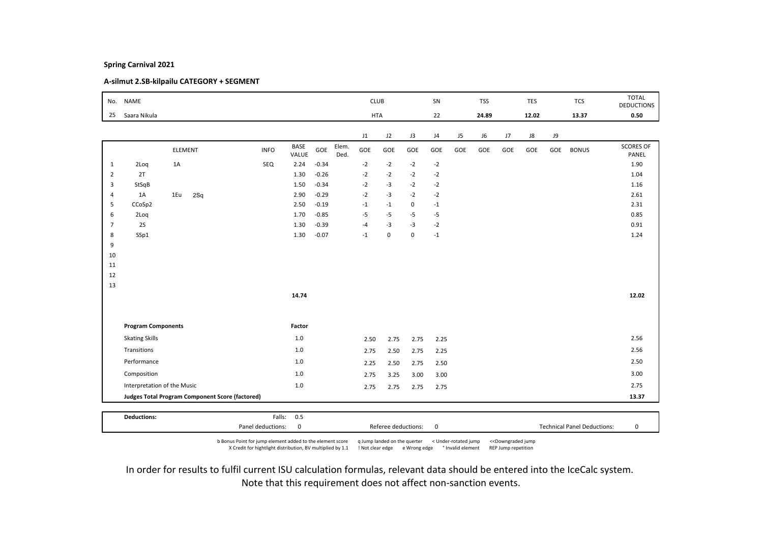**Spring Carnival 2021**

**A-silmut 2.SB-kilpailu CATEGORY + SEGMENT**

| No. | NAME | CLUB | SN | TSS | TES | TCS | TOTAL DEDUCTIONS |
|---|---|---|---|---|---|---|---|
| 25 | Saara Nikula | HTA | 22 | 24.89 | 12.02 | 13.37 | 0.50 |

| | ELEMENT | | | INFO | BASE VALUE | GOE | Elem. Ded. | J1 GOE | J2 GOE | J3 GOE | J4 GOE | J5 GOE | J6 GOE | J7 GOE | J8 GOE | J9 GOE | BONUS | SCORES OF PANEL |
|---|---|---|---|---|---|---|---|---|---|---|---|---|---|---|---|---|---|---|
| 1 | 2Loq | 1A | | SEQ | 2.24 | -0.34 | | -2 | -2 | -2 | -2 | | | | | | | 1.90 |
| 2 | 2T | | | | 1.30 | -0.26 | | -2 | -2 | -2 | -2 | | | | | | | 1.04 |
| 3 | StSqB | | | | 1.50 | -0.34 | | -2 | -3 | -2 | -2 | | | | | | | 1.16 |
| 4 | 1A | 1Eu | 2Sq | | 2.90 | -0.29 | | -2 | -3 | -2 | -2 | | | | | | | 2.61 |
| 5 | CCoSp2 | | | | 2.50 | -0.19 | | -1 | -1 | 0 | -1 | | | | | | | 2.31 |
| 6 | 2Loq | | | | 1.70 | -0.85 | | -5 | -5 | -5 | -5 | | | | | | | 0.85 |
| 7 | 2S | | | | 1.30 | -0.39 | | -4 | -3 | -3 | -2 | | | | | | | 0.91 |
| 8 | SSp1 | | | | 1.30 | -0.07 | | -1 | 0 | 0 | -1 | | | | | | | 1.24 |
| 9 | | | | | | | | | | | | | | | | | | |
| 10 | | | | | | | | | | | | | | | | | | |
| 11 | | | | | | | | | | | | | | | | | | |
| 12 | | | | | | | | | | | | | | | | | | |
| 13 | | | | | | | | | | | | | | | | | | |
| | | | | | 14.74 | | | | | | | | | | | | | 12.02 |

| Program Components | Factor | J1 | J2 | J3 | J4 | J5 | J6 | J7 | J8 | J9 | SCORES OF PANEL |
|---|---|---|---|---|---|---|---|---|---|---|---|
| Skating Skills | 1.0 | 2.50 | 2.75 | 2.75 | 2.25 | | | | | | 2.56 |
| Transitions | 1.0 | 2.75 | 2.50 | 2.75 | 2.25 | | | | | | 2.56 |
| Performance | 1.0 | 2.25 | 2.50 | 2.75 | 2.50 | | | | | | 2.50 |
| Composition | 1.0 | 2.75 | 3.25 | 3.00 | 3.00 | | | | | | 3.00 |
| Interpretation of the Music | 1.0 | 2.75 | 2.75 | 2.75 | 2.75 | | | | | | 2.75 |
| **Judges Total Program Component Score (factored)** | | | | | | | | | | | **13.37** |

| Deductions: | Falls: | 0.5 | | |
|---|---|---|---|---|
| | Panel deductions: | 0 | Referee deductions: 0 | Technical Panel Deductions: 0 |

b Bonus Point for jump element added to the element score  q Jump landed on the quarter  < Under-rotated jump  <<Downgraded jump
X Credit for hightlight distribution, BV multiplied by 1.1  ! Not clear edge  e Wrong edge  * Invalid element  REP Jump repetition

In order for results to fulfil current ISU calculation formulas, relevant data should be entered into the IceCalc system.
Note that this requirement does not affect non-sanction events.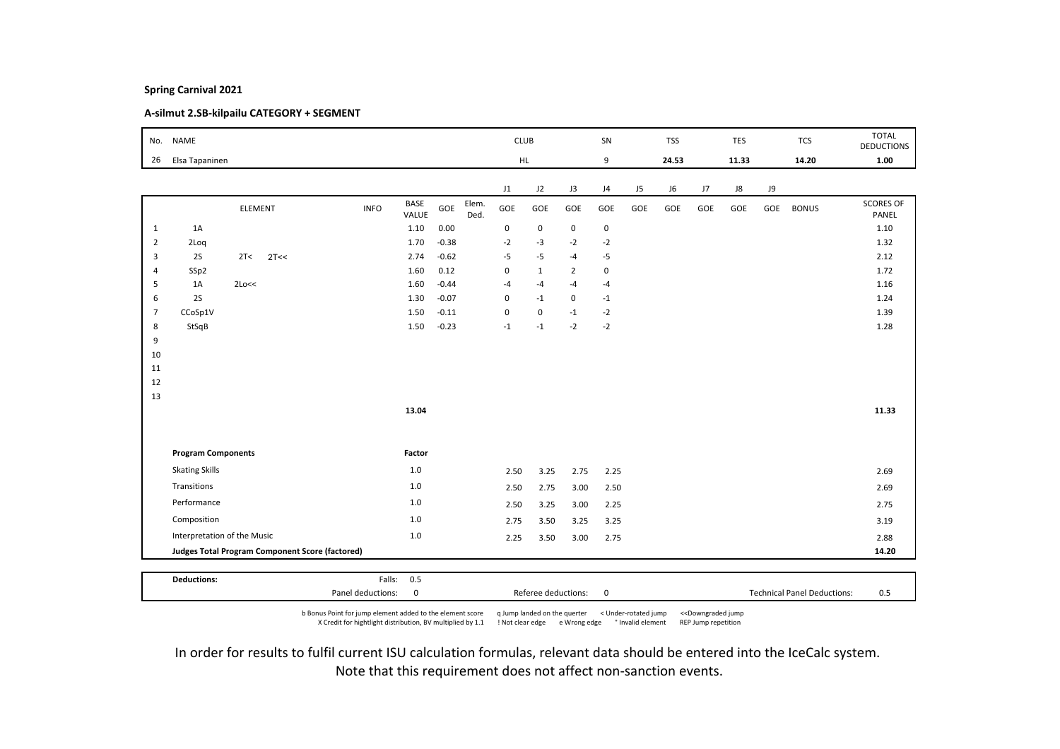**Spring Carnival 2021**

**A-silmut 2.SB-kilpailu CATEGORY + SEGMENT**

| No. | NAME | CLUB | SN | TSS | TES | TCS | TOTAL DEDUCTIONS |
|---|---|---|---|---|---|---|---|
| 26 | Elsa Tapaninen | HL | 9 | 24.53 | 11.33 | 14.20 | 1.00 |

| | ELEMENT | INFO | BASE VALUE | GOE | Elem. Ded. | J1 GOE | J2 GOE | J3 GOE | J4 GOE | J5 GOE | J6 GOE | J7 GOE | J8 GOE | J9 GOE | BONUS | SCORES OF PANEL |
|---|---|---|---|---|---|---|---|---|---|---|---|---|---|---|---|---|
| 1 | 1A | | 1.10 | 0.00 | | 0 | 0 | 0 | 0 | | | | | | | 1.10 |
| 2 | 2Loq | | 1.70 | -0.38 | | -2 | -3 | -2 | -2 | | | | | | | 1.32 |
| 3 | 2S 2T< 2T<< | | 2.74 | -0.62 | | -5 | -5 | -4 | -5 | | | | | | | 2.12 |
| 4 | SSp2 | | 1.60 | 0.12 | | 0 | 1 | 2 | 0 | | | | | | | 1.72 |
| 5 | 1A 2Lo<< | | 1.60 | -0.44 | | -4 | -4 | -4 | -4 | | | | | | | 1.16 |
| 6 | 2S | | 1.30 | -0.07 | | 0 | -1 | 0 | -1 | | | | | | | 1.24 |
| 7 | CCoSp1V | | 1.50 | -0.11 | | 0 | 0 | -1 | -2 | | | | | | | 1.39 |
| 8 | StSqB | | 1.50 | -0.23 | | -1 | -1 | -2 | -2 | | | | | | | 1.28 |
| 9 | | | | | | | | | | | | | | | | |
| 10 | | | | | | | | | | | | | | | | |
| 11 | | | | | | | | | | | | | | | | |
| 12 | | | | | | | | | | | | | | | | |
| 13 | | | | | | | | | | | | | | | | |
| | | | 13.04 | | | | | | | | | | | | | 11.33 |

| Program Components | Factor | J1 | J2 | J3 | J4 | J5 | J6 | J7 | J8 | J9 | SCORES OF PANEL |
|---|---|---|---|---|---|---|---|---|---|---|---|
| Skating Skills | 1.0 | 2.50 | 3.25 | 2.75 | 2.25 | | | | | | 2.69 |
| Transitions | 1.0 | 2.50 | 2.75 | 3.00 | 2.50 | | | | | | 2.69 |
| Performance | 1.0 | 2.50 | 3.25 | 3.00 | 2.25 | | | | | | 2.75 |
| Composition | 1.0 | 2.75 | 3.50 | 3.25 | 3.25 | | | | | | 3.19 |
| Interpretation of the Music | 1.0 | 2.25 | 3.50 | 3.00 | 2.75 | | | | | | 2.88 |
| **Judges Total Program Component Score (factored)** | | | | | | | | | | | **14.20** |

| Deductions: | | | |
|---|---|---|---|
| Falls: 0.5 | | | |
| Panel deductions: 0 | Referee deductions: 0 | Technical Panel Deductions: | 0.5 |

b Bonus Point for jump element added to the element score q Jump landed on the quarter < Under-rotated jump <<Downgraded jump
X Credit for hightlight distribution, BV multiplied by 1.1 ! Not clear edge e Wrong edge * Invalid element REP Jump repetition

In order for results to fulfil current ISU calculation formulas, relevant data should be entered into the IceCalc system.
Note that this requirement does not affect non-sanction events.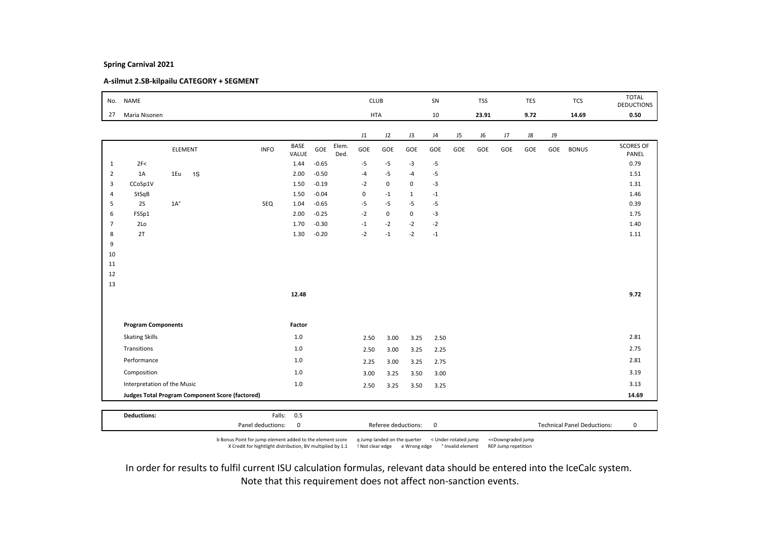**Spring Carnival 2021**

**A-silmut 2.SB-kilpailu CATEGORY + SEGMENT**

| No. | NAME | CLUB | SN | TSS | TES | TCS | TOTAL DEDUCTIONS |
|---|---|---|---|---|---|---|---|
| 27 | Maria Nisonen | HTA | 10 | 23.91 | 9.72 | 14.69 | 0.50 |

| | ELEMENT | | | INFO | BASE VALUE | GOE | Elem. Ded. | J1 GOE | J2 GOE | J3 GOE | J4 GOE | J5 GOE | J6 GOE | J7 GOE | J8 GOE | J9 GOE | BONUS | SCORES OF PANEL |
|---|---|---|---|---|---|---|---|---|---|---|---|---|---|---|---|---|---|---|
| 1 | 2F< | | | | 1.44 | -0.65 | | -5 | -5 | -3 | -5 | | | | | | | 0.79 |
| 2 | 1A | 1Eu | 1S | | 2.00 | -0.50 | | -4 | -5 | -4 | -5 | | | | | | | 1.51 |
| 3 | CCoSp1V | | | | 1.50 | -0.19 | | -2 | 0 | 0 | -3 | | | | | | | 1.31 |
| 4 | StSqB | | | | 1.50 | -0.04 | | 0 | -1 | 1 | -1 | | | | | | | 1.46 |
| 5 | 2S | 1A* | | SEQ | 1.04 | -0.65 | | -5 | -5 | -5 | -5 | | | | | | | 0.39 |
| 6 | FSSp1 | | | | 2.00 | -0.25 | | -2 | 0 | 0 | -3 | | | | | | | 1.75 |
| 7 | 2Lo | | | | 1.70 | -0.30 | | -1 | -2 | -2 | -2 | | | | | | | 1.40 |
| 8 | 2T | | | | 1.30 | -0.20 | | -2 | -1 | -2 | -1 | | | | | | | 1.11 |
| 9 | | | | | | | | | | | | | | | | | | |
| 10 | | | | | | | | | | | | | | | | | | |
| 11 | | | | | | | | | | | | | | | | | | |
| 12 | | | | | | | | | | | | | | | | | | |
| 13 | | | | | | | | | | | | | | | | | | |
| | | | | | 12.48 | | | | | | | | | | | | | 9.72 |

| Program Components | Factor | J1 | J2 | J3 | J4 | J5 | J6 | J7 | J8 | J9 | SCORES OF PANEL |
|---|---|---|---|---|---|---|---|---|---|---|---|
| Skating Skills | 1.0 | 2.50 | 3.00 | 3.25 | 2.50 | | | | | | 2.81 |
| Transitions | 1.0 | 2.50 | 3.00 | 3.25 | 2.25 | | | | | | 2.75 |
| Performance | 1.0 | 2.25 | 3.00 | 3.25 | 2.75 | | | | | | 2.81 |
| Composition | 1.0 | 3.00 | 3.25 | 3.50 | 3.00 | | | | | | 3.19 |
| Interpretation of the Music | 1.0 | 2.50 | 3.25 | 3.50 | 3.25 | | | | | | 3.13 |
| **Judges Total Program Component Score (factored)** | | | | | | | | | | | **14.69** |

| **Deductions:** | Falls: | 0.5 | | | |
|---|---|---|---|---|---|
| | Panel deductions: | 0 | Referee deductions: 0 | Technical Panel Deductions: | 0 |

b Bonus Point for jump element added to the element score q Jump landed on the quarter < Under-rotated jump << Downgraded jump
X Credit for hightlight distribution, BV multiplied by 1.1 ! Not clear edge e Wrong edge * Invalid element REP Jump repetition

In order for results to fulfil current ISU calculation formulas, relevant data should be entered into the IceCalc system.
Note that this requirement does not affect non-sanction events.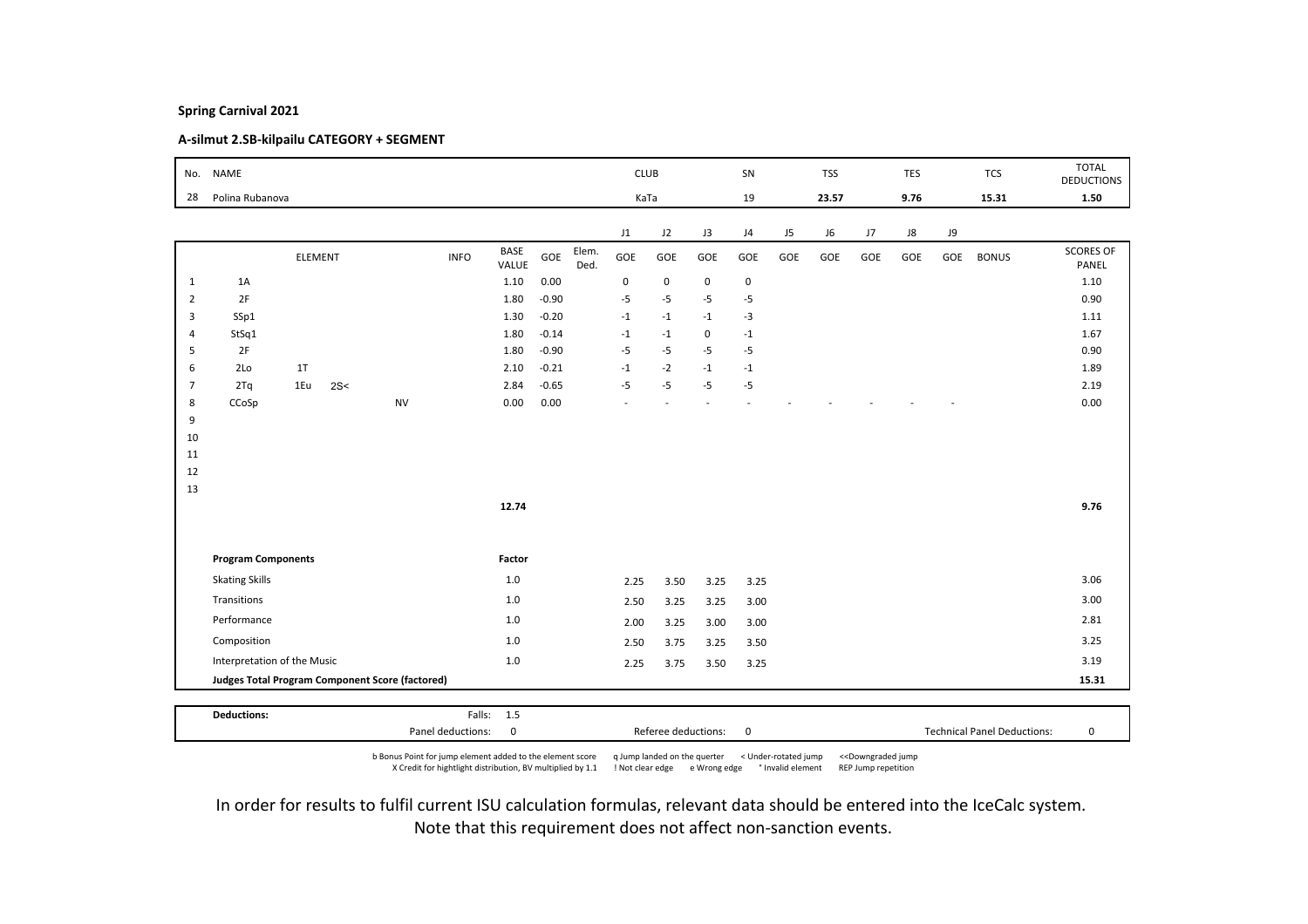**Spring Carnival 2021**

**A-silmut 2.SB-kilpailu CATEGORY + SEGMENT**

| No. | NAME | CLUB | SN | TSS | TES | TCS | TOTAL DEDUCTIONS |
|---|---|---|---|---|---|---|---|
| 28 | Polina Rubanova | KaTa | 19 | 23.57 | 9.76 | 15.31 | 1.50 |

| | ELEMENT | | | INFO | BASE VALUE | GOE | Elem. Ded. | J1 GOE | J2 GOE | J3 GOE | J4 GOE | J5 GOE | J6 GOE | J7 GOE | J8 GOE | J9 GOE | BONUS | SCORES OF PANEL |
|---|---|---|---|---|---|---|---|---|---|---|---|---|---|---|---|---|---|---|
| 1 | 1A | | | | 1.10 | 0.00 | | 0 | 0 | 0 | 0 | | | | | | | 1.10 |
| 2 | 2F | | | | 1.80 | -0.90 | | -5 | -5 | -5 | -5 | | | | | | | 0.90 |
| 3 | SSp1 | | | | 1.30 | -0.20 | | -1 | -1 | -1 | -3 | | | | | | | 1.11 |
| 4 | StSq1 | | | | 1.80 | -0.14 | | -1 | -1 | 0 | -1 | | | | | | | 1.67 |
| 5 | 2F | | | | 1.80 | -0.90 | | -5 | -5 | -5 | -5 | | | | | | | 0.90 |
| 6 | 2Lo | 1T | | | 2.10 | -0.21 | | -1 | -2 | -1 | -1 | | | | | | | 1.89 |
| 7 | 2Tq | 1Eu | 2S< | | 2.84 | -0.65 | | -5 | -5 | -5 | -5 | | | | | | | 2.19 |
| 8 | CCoSp | | | NV | 0.00 | 0.00 | | - | - | - | - | - | - | - | - | - | | 0.00 |
| 9 | | | | | | | | | | | | | | | | | | |
| 10 | | | | | | | | | | | | | | | | | | |
| 11 | | | | | | | | | | | | | | | | | | |
| 12 | | | | | | | | | | | | | | | | | | |
| 13 | | | | | | | | | | | | | | | | | | |
| | | | | | 12.74 | | | | | | | | | | | | | 9.76 |

| Program Components | Factor | J1 | J2 | J3 | J4 | SCORES OF PANEL |
|---|---|---|---|---|---|---|
| Skating Skills | 1.0 | 2.25 | 3.50 | 3.25 | 3.25 | 3.06 |
| Transitions | 1.0 | 2.50 | 3.25 | 3.25 | 3.00 | 3.00 |
| Performance | 1.0 | 2.00 | 3.25 | 3.00 | 3.00 | 2.81 |
| Composition | 1.0 | 2.50 | 3.75 | 3.25 | 3.50 | 3.25 |
| Interpretation of the Music | 1.0 | 2.25 | 3.75 | 3.50 | 3.25 | 3.19 |
| **Judges Total Program Component Score (factored)** | | | | | | **15.31** |

**Deductions:** Falls: 1.5

Panel deductions: 0 | Referee deductions: 0 | Technical Panel Deductions: 0

b Bonus Point for jump element added to the element score | q Jump landed on the quarter | < Under-rotated jump | << Downgraded jump
X Credit for hightlight distribution, BV multiplied by 1.1 | ! Not clear edge | e Wrong edge | * Invalid element | REP Jump repetition

In order for results to fulfil current ISU calculation formulas, relevant data should be entered into the IceCalc system.
Note that this requirement does not affect non-sanction events.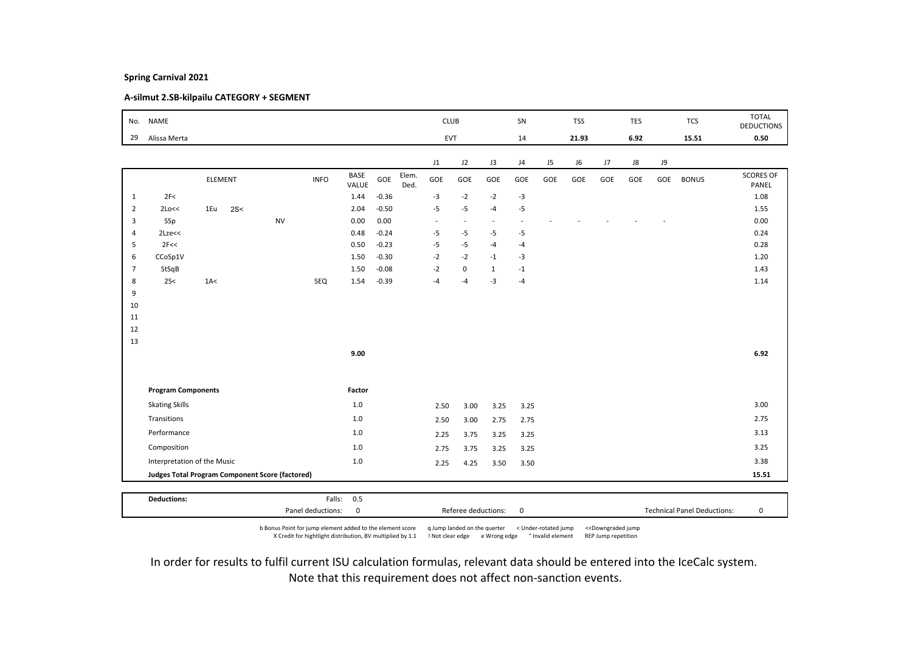**Spring Carnival 2021**

**A-silmut 2.SB-kilpailu CATEGORY + SEGMENT**

| No. | NAME | CLUB | SN | TSS | TES | TCS | TOTAL DEDUCTIONS |
|---|---|---|---|---|---|---|---|
| 29 | Alissa Merta | EVT | 14 | 21.93 | 6.92 | 15.51 | 0.50 |

| | ELEMENT | | | INFO | BASE VALUE | GOE | Elem. Ded. | J1 GOE | J2 GOE | J3 GOE | J4 GOE | J5 GOE | J6 GOE | J7 GOE | J8 GOE | J9 GOE | BONUS | SCORES OF PANEL |
|---|---|---|---|---|---|---|---|---|---|---|---|---|---|---|---|---|---|---|
| 1 | 2F< | | | | 1.44 | -0.36 | | -3 | -2 | -2 | -3 | | | | | | | 1.08 |
| 2 | 2Lo<< | 1Eu | 2S< | | 2.04 | -0.50 | | -5 | -5 | -4 | -5 | | | | | | | 1.55 |
| 3 | SSp | | | NV | 0.00 | 0.00 | | - | - | - | - | - | - | - | - | - | | 0.00 |
| 4 | 2Lze<< | | | | 0.48 | -0.24 | | -5 | -5 | -5 | -5 | | | | | | | 0.24 |
| 5 | 2F<< | | | | 0.50 | -0.23 | | -5 | -5 | -4 | -4 | | | | | | | 0.28 |
| 6 | CCoSp1V | | | | 1.50 | -0.30 | | -2 | -2 | -1 | -3 | | | | | | | 1.20 |
| 7 | StSqB | | | | 1.50 | -0.08 | | -2 | 0 | 1 | -1 | | | | | | | 1.43 |
| 8 | 2S< | 1A< | | SEQ | 1.54 | -0.39 | | -4 | -4 | -3 | -4 | | | | | | | 1.14 |
| 9 | | | | | | | | | | | | | | | | | | |
| 10 | | | | | | | | | | | | | | | | | | |
| 11 | | | | | | | | | | | | | | | | | | |
| 12 | | | | | | | | | | | | | | | | | | |
| 13 | | | | | | | | | | | | | | | | | | |
| | | | | | 9.00 | | | | | | | | | | | | | 6.92 |

| Program Components | Factor | J1 | J2 | J3 | J4 | J5 | J6 | J7 | J8 | J9 | SCORES OF PANEL |
|---|---|---|---|---|---|---|---|---|---|---|---|
| Skating Skills | 1.0 | 2.50 | 3.00 | 3.25 | 3.25 | | | | | | 3.00 |
| Transitions | 1.0 | 2.50 | 3.00 | 2.75 | 2.75 | | | | | | 2.75 |
| Performance | 1.0 | 2.25 | 3.75 | 3.25 | 3.25 | | | | | | 3.13 |
| Composition | 1.0 | 2.75 | 3.75 | 3.25 | 3.25 | | | | | | 3.25 |
| Interpretation of the Music | 1.0 | 2.25 | 4.25 | 3.50 | 3.50 | | | | | | 3.38 |
| **Judges Total Program Component Score (factored)** | | | | | | | | | | | **15.51** |

| | | | | | |
|---|---|---|---|---|---|
| **Deductions:** | Falls: 0.5 | | | | |
| | Panel deductions: 0 | Referee deductions: | 0 | Technical Panel Deductions: | 0 |

b Bonus Point for jump element added to the element score q Jump landed on the quarter < Under-rotated jump <<Downgraded jump
X Credit for hightlight distribution, BV multiplied by 1.1 ! Not clear edge e Wrong edge * Invalid element REP Jump repetition

In order for results to fulfil current ISU calculation formulas, relevant data should be entered into the IceCalc system.
Note that this requirement does not affect non-sanction events.